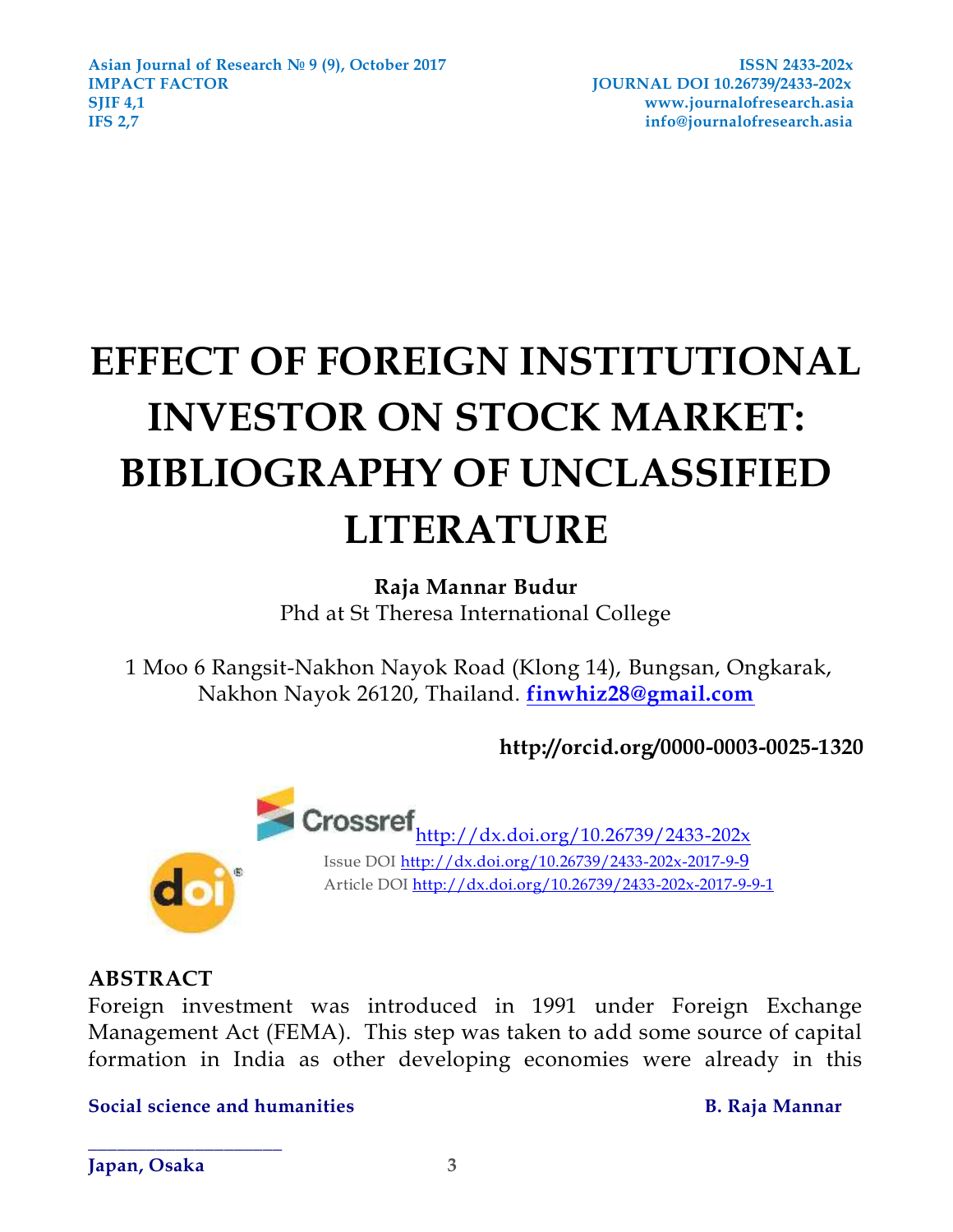# EFFECT OF FOREIGN INSTITUTIONAL INVESTOR ON STOCK MARKET: BIBLIOGRAPHY OF UNCLASSIFIED LITERATURE

**Raja Mannar Budur**
Phd at St Theresa International College

1 Moo 6 Rangsit-Nakhon Nayok Road (Klong 14), Bungsan, Ongkarak, Nakhon Nayok 26120, Thailand. **finwhiz28@gmail.com**

**http://orcid.org/0000-0003-0025-1320**

http://dx.doi.org/10.26739/2433-202x
Issue DOI http://dx.doi.org/10.26739/2433-202x-2017-9-9
Article DOI http://dx.doi.org/10.26739/2433-202x-2017-9-9-1

## ABSTRACT

Foreign investment was introduced in 1991 under Foreign Exchange Management Act (FEMA). This step was taken to add some source of capital formation in India as other developing economies were already in this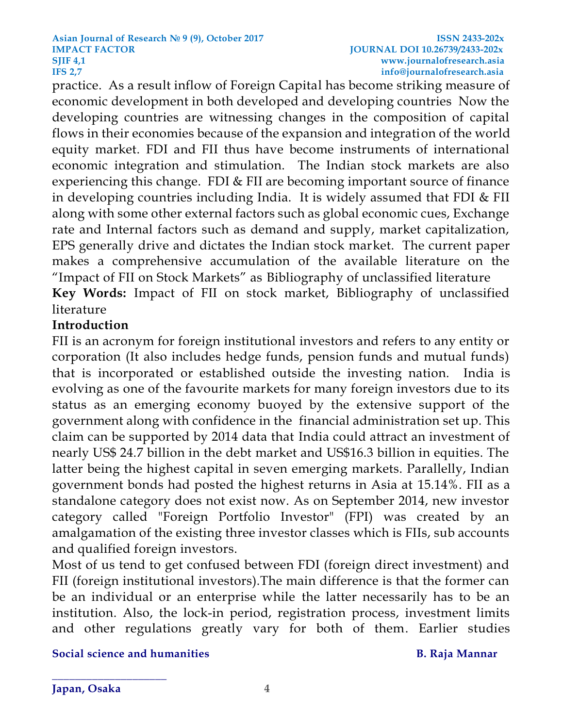practice.  As a result inflow of Foreign Capital has become striking measure of economic development in both developed and developing countries  Now the developing countries are witnessing changes in the composition of capital flows in their economies because of the expansion and integration of the world equity market. FDI and FII thus have become instruments of international economic integration and stimulation.  The Indian stock markets are also experiencing this change.  FDI & FII are becoming important source of finance in developing countries including India.  It is widely assumed that FDI & FII along with some other external factors such as global economic cues, Exchange rate and Internal factors such as demand and supply, market capitalization, EPS generally drive and dictates the Indian stock market.  The current paper makes a comprehensive accumulation of the available literature on the "Impact of FII on Stock Markets" as Bibliography of unclassified literature

**Key Words:** Impact of FII on stock market, Bibliography of unclassified literature

## Introduction

FII is an acronym for foreign institutional investors and refers to any entity or corporation (It also includes hedge funds, pension funds and mutual funds) that is incorporated or established outside the investing nation.  India is evolving as one of the favourite markets for many foreign investors due to its status as an emerging economy buoyed by the extensive support of the government along with confidence in the  financial administration set up. This claim can be supported by 2014 data that India could attract an investment of nearly US$ 24.7 billion in the debt market and US$16.3 billion in equities. The latter being the highest capital in seven emerging markets. Parallelly, Indian government bonds had posted the highest returns in Asia at 15.14%. FII as a standalone category does not exist now. As on September 2014, new investor category called "Foreign Portfolio Investor" (FPI) was created by an amalgamation of the existing three investor classes which is FIIs, sub accounts and qualified foreign investors.

Most of us tend to get confused between FDI (foreign direct investment) and FII (foreign institutional investors).The main difference is that the former can be an individual or an enterprise while the latter necessarily has to be an institution. Also, the lock-in period, registration process, investment limits and other regulations greatly vary for both of them. Earlier studies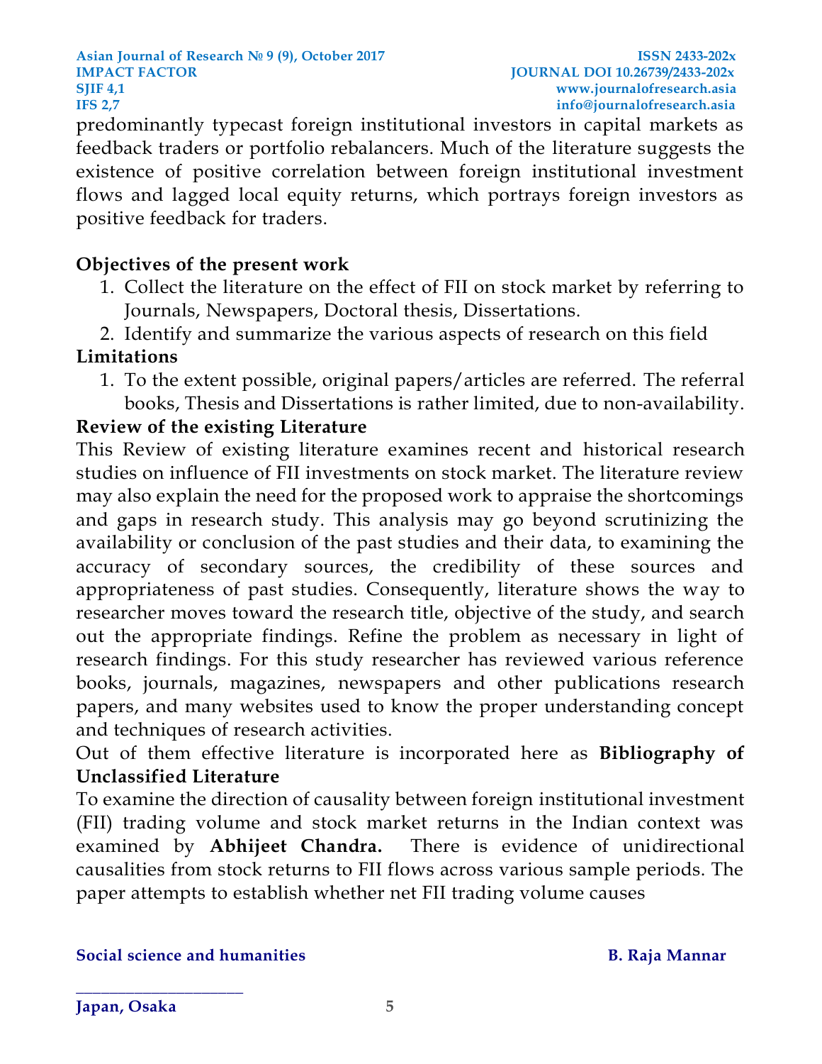predominantly typecast foreign institutional investors in capital markets as feedback traders or portfolio rebalancers. Much of the literature suggests the existence of positive correlation between foreign institutional investment flows and lagged local equity returns, which portrays foreign investors as positive feedback for traders.

**Objectives of the present work**

1. Collect the literature on the effect of FII on stock market by referring to Journals, Newspapers, Doctoral thesis, Dissertations.
2. Identify and summarize the various aspects of research on this field

**Limitations**

1. To the extent possible, original papers/articles are referred. The referral books, Thesis and Dissertations is rather limited, due to non-availability.

**Review of the existing Literature**

This Review of existing literature examines recent and historical research studies on influence of FII investments on stock market. The literature review may also explain the need for the proposed work to appraise the shortcomings and gaps in research study. This analysis may go beyond scrutinizing the availability or conclusion of the past studies and their data, to examining the accuracy of secondary sources, the credibility of these sources and appropriateness of past studies. Consequently, literature shows the way to researcher moves toward the research title, objective of the study, and search out the appropriate findings. Refine the problem as necessary in light of research findings. For this study researcher has reviewed various reference books, journals, magazines, newspapers and other publications research papers, and many websites used to know the proper understanding concept and techniques of research activities.

Out of them effective literature is incorporated here as **Bibliography of Unclassified Literature**

To examine the direction of causality between foreign institutional investment (FII) trading volume and stock market returns in the Indian context was examined by **Abhijeet Chandra.** There is evidence of unidirectional causalities from stock returns to FII flows across various sample periods. The paper attempts to establish whether net FII trading volume causes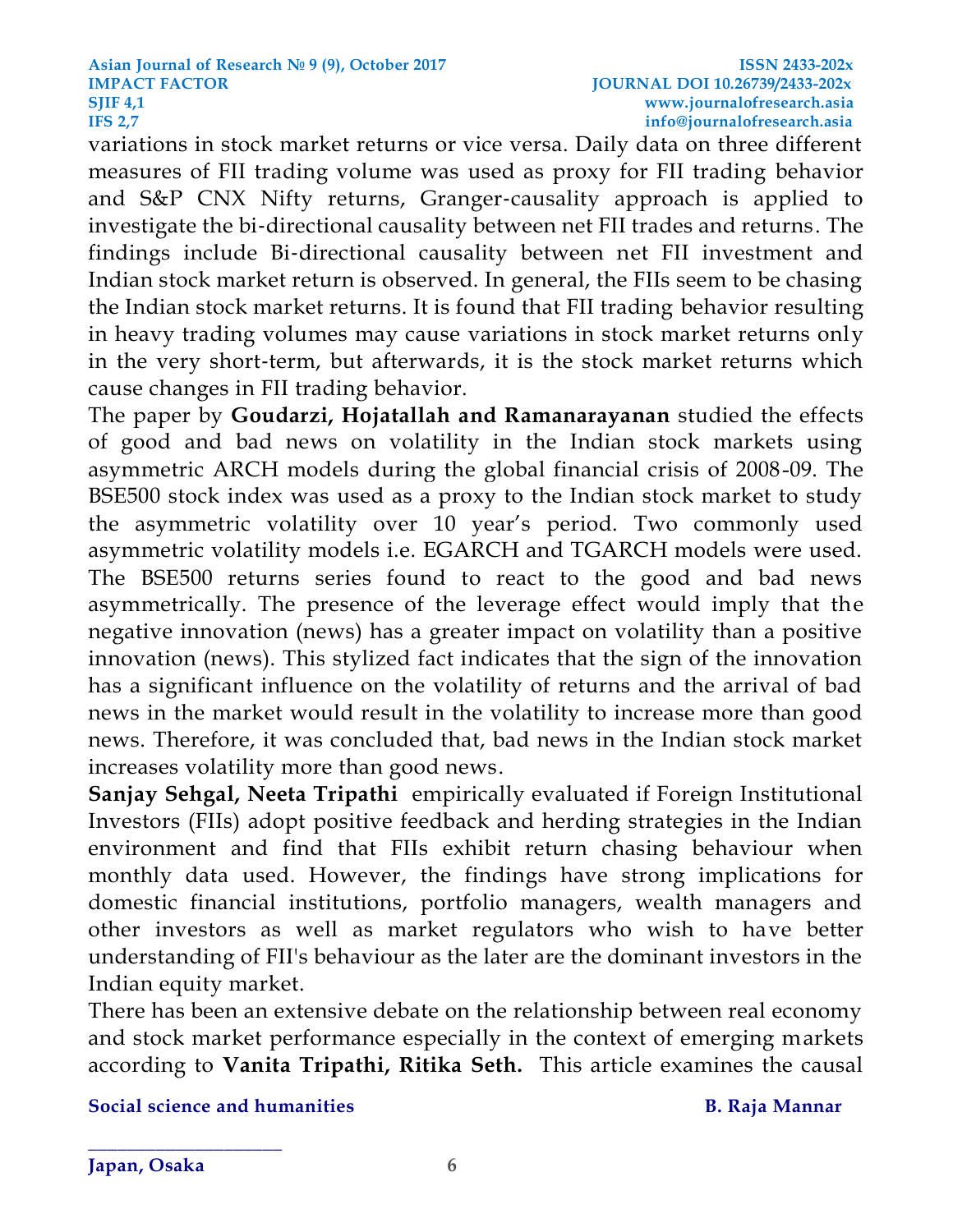variations in stock market returns or vice versa. Daily data on three different measures of FII trading volume was used as proxy for FII trading behavior and S&P CNX Nifty returns, Granger-causality approach is applied to investigate the bi-directional causality between net FII trades and returns. The findings include Bi-directional causality between net FII investment and Indian stock market return is observed. In general, the FIIs seem to be chasing the Indian stock market returns. It is found that FII trading behavior resulting in heavy trading volumes may cause variations in stock market returns only in the very short-term, but afterwards, it is the stock market returns which cause changes in FII trading behavior.

The paper by **Goudarzi, Hojatallah and Ramanarayanan** studied the effects of good and bad news on volatility in the Indian stock markets using asymmetric ARCH models during the global financial crisis of 2008-09. The BSE500 stock index was used as a proxy to the Indian stock market to study the asymmetric volatility over 10 year's period. Two commonly used asymmetric volatility models i.e. EGARCH and TGARCH models were used. The BSE500 returns series found to react to the good and bad news asymmetrically. The presence of the leverage effect would imply that the negative innovation (news) has a greater impact on volatility than a positive innovation (news). This stylized fact indicates that the sign of the innovation has a significant influence on the volatility of returns and the arrival of bad news in the market would result in the volatility to increase more than good news. Therefore, it was concluded that, bad news in the Indian stock market increases volatility more than good news.

**Sanjay Sehgal, Neeta Tripathi** empirically evaluated if Foreign Institutional Investors (FIIs) adopt positive feedback and herding strategies in the Indian environment and find that FIIs exhibit return chasing behaviour when monthly data used. However, the findings have strong implications for domestic financial institutions, portfolio managers, wealth managers and other investors as well as market regulators who wish to have better understanding of FII's behaviour as the later are the dominant investors in the Indian equity market.

There has been an extensive debate on the relationship between real economy and stock market performance especially in the context of emerging markets according to **Vanita Tripathi, Ritika Seth.** This article examines the causal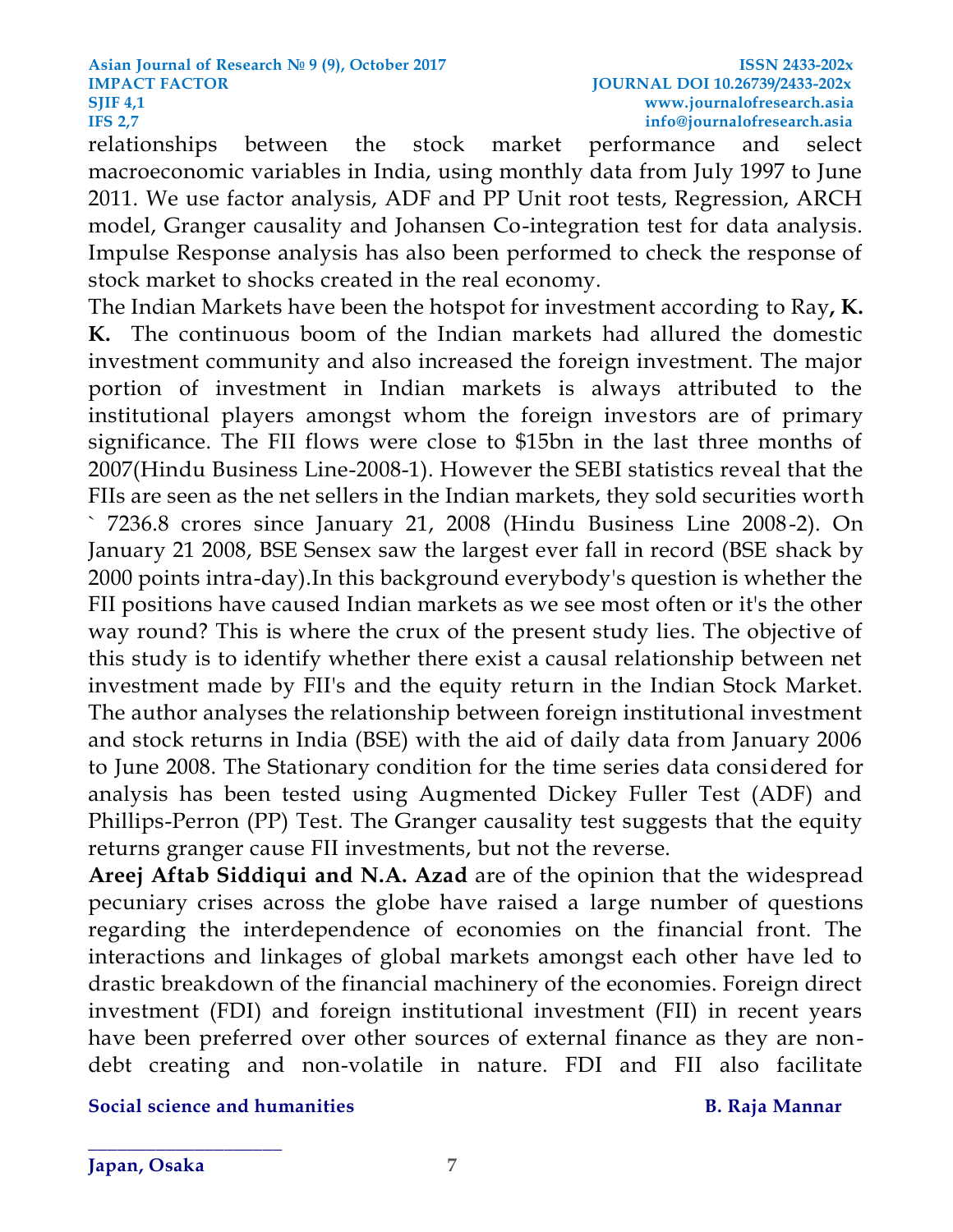relationships between the stock market performance and select macroeconomic variables in India, using monthly data from July 1997 to June 2011. We use factor analysis, ADF and PP Unit root tests, Regression, ARCH model, Granger causality and Johansen Co-integration test for data analysis. Impulse Response analysis has also been performed to check the response of stock market to shocks created in the real economy.

The Indian Markets have been the hotspot for investment according to Ray**, K. K.** The continuous boom of the Indian markets had allured the domestic investment community and also increased the foreign investment. The major portion of investment in Indian markets is always attributed to the institutional players amongst whom the foreign investors are of primary significance. The FII flows were close to $15bn in the last three months of 2007(Hindu Business Line-2008-1). However the SEBI statistics reveal that the FIIs are seen as the net sellers in the Indian markets, they sold securities worth ` 7236.8 crores since January 21, 2008 (Hindu Business Line 2008-2). On January 21 2008, BSE Sensex saw the largest ever fall in record (BSE shack by 2000 points intra-day).In this background everybody's question is whether the FII positions have caused Indian markets as we see most often or it's the other way round? This is where the crux of the present study lies. The objective of this study is to identify whether there exist a causal relationship between net investment made by FII's and the equity return in the Indian Stock Market. The author analyses the relationship between foreign institutional investment and stock returns in India (BSE) with the aid of daily data from January 2006 to June 2008. The Stationary condition for the time series data considered for analysis has been tested using Augmented Dickey Fuller Test (ADF) and Phillips-Perron (PP) Test. The Granger causality test suggests that the equity returns granger cause FII investments, but not the reverse.

**Areej Aftab Siddiqui and N.A. Azad** are of the opinion that the widespread pecuniary crises across the globe have raised a large number of questions regarding the interdependence of economies on the financial front. The interactions and linkages of global markets amongst each other have led to drastic breakdown of the financial machinery of the economies. Foreign direct investment (FDI) and foreign institutional investment (FII) in recent years have been preferred over other sources of external finance as they are non-debt creating and non-volatile in nature. FDI and FII also facilitate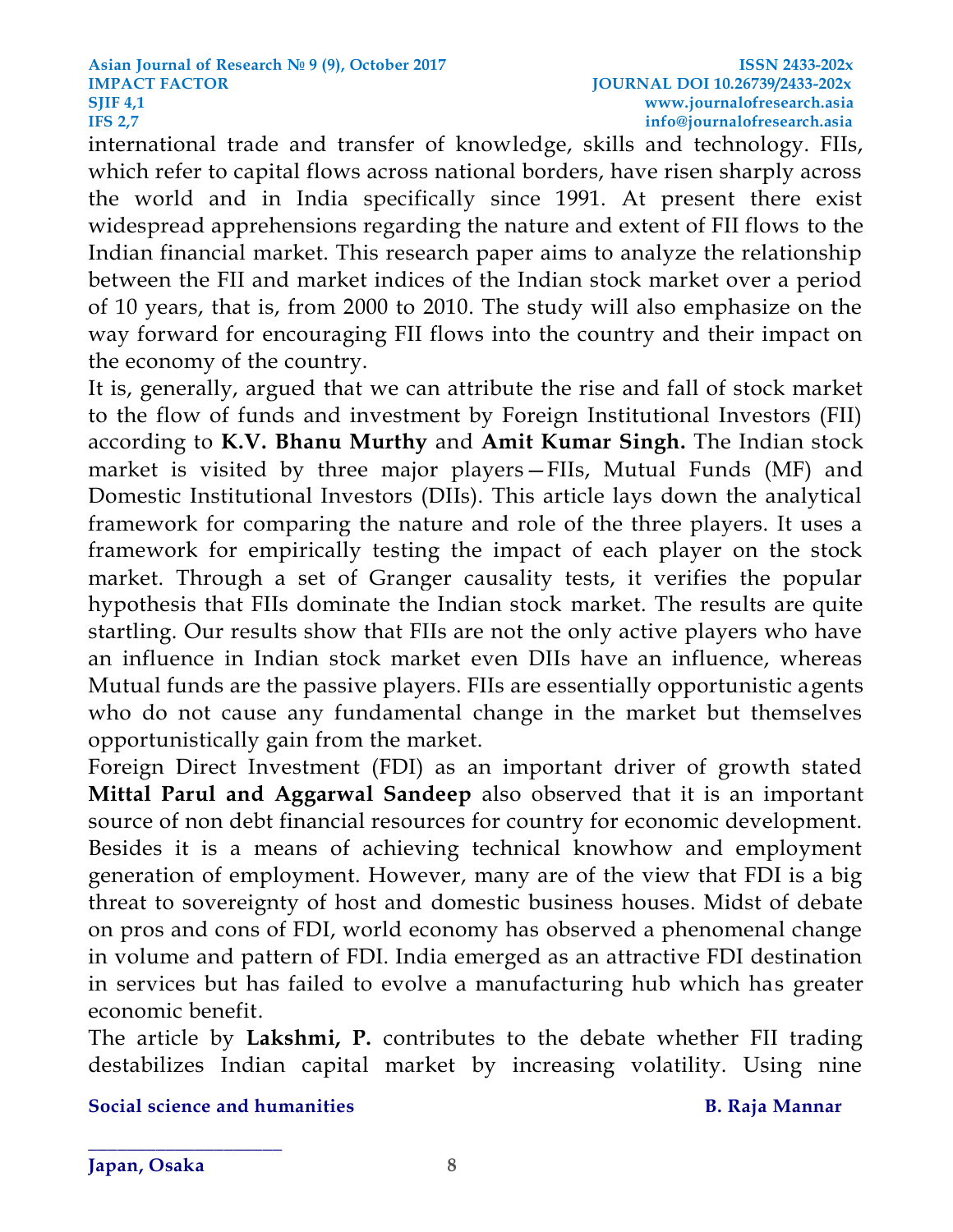international trade and transfer of knowledge, skills and technology. FIIs, which refer to capital flows across national borders, have risen sharply across the world and in India specifically since 1991. At present there exist widespread apprehensions regarding the nature and extent of FII flows to the Indian financial market. This research paper aims to analyze the relationship between the FII and market indices of the Indian stock market over a period of 10 years, that is, from 2000 to 2010. The study will also emphasize on the way forward for encouraging FII flows into the country and their impact on the economy of the country.

It is, generally, argued that we can attribute the rise and fall of stock market to the flow of funds and investment by Foreign Institutional Investors (FII) according to **K.V. Bhanu Murthy** and **Amit Kumar Singh.** The Indian stock market is visited by three major players—FIIs, Mutual Funds (MF) and Domestic Institutional Investors (DIIs). This article lays down the analytical framework for comparing the nature and role of the three players. It uses a framework for empirically testing the impact of each player on the stock market. Through a set of Granger causality tests, it verifies the popular hypothesis that FIIs dominate the Indian stock market. The results are quite startling. Our results show that FIIs are not the only active players who have an influence in Indian stock market even DIIs have an influence, whereas Mutual funds are the passive players. FIIs are essentially opportunistic agents who do not cause any fundamental change in the market but themselves opportunistically gain from the market.

Foreign Direct Investment (FDI) as an important driver of growth stated **Mittal Parul and Aggarwal Sandeep** also observed that it is an important source of non debt financial resources for country for economic development. Besides it is a means of achieving technical knowhow and employment generation of employment. However, many are of the view that FDI is a big threat to sovereignty of host and domestic business houses. Midst of debate on pros and cons of FDI, world economy has observed a phenomenal change in volume and pattern of FDI. India emerged as an attractive FDI destination in services but has failed to evolve a manufacturing hub which has greater economic benefit.

The article by **Lakshmi, P.** contributes to the debate whether FII trading destabilizes Indian capital market by increasing volatility. Using nine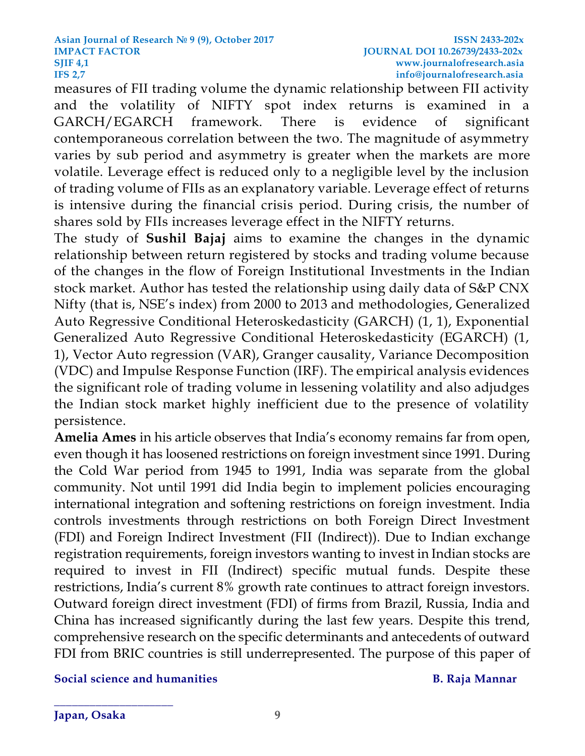measures of FII trading volume the dynamic relationship between FII activity and the volatility of NIFTY spot index returns is examined in a GARCH/EGARCH framework. There is evidence of significant contemporaneous correlation between the two. The magnitude of asymmetry varies by sub period and asymmetry is greater when the markets are more volatile. Leverage effect is reduced only to a negligible level by the inclusion of trading volume of FIIs as an explanatory variable. Leverage effect of returns is intensive during the financial crisis period. During crisis, the number of shares sold by FIIs increases leverage effect in the NIFTY returns.

The study of **Sushil Bajaj** aims to examine the changes in the dynamic relationship between return registered by stocks and trading volume because of the changes in the flow of Foreign Institutional Investments in the Indian stock market. Author has tested the relationship using daily data of S&P CNX Nifty (that is, NSE's index) from 2000 to 2013 and methodologies, Generalized Auto Regressive Conditional Heteroskedasticity (GARCH) (1, 1), Exponential Generalized Auto Regressive Conditional Heteroskedasticity (EGARCH) (1, 1), Vector Auto regression (VAR), Granger causality, Variance Decomposition (VDC) and Impulse Response Function (IRF). The empirical analysis evidences the significant role of trading volume in lessening volatility and also adjudges the Indian stock market highly inefficient due to the presence of volatility persistence.

**Amelia Ames** in his article observes that India's economy remains far from open, even though it has loosened restrictions on foreign investment since 1991. During the Cold War period from 1945 to 1991, India was separate from the global community. Not until 1991 did India begin to implement policies encouraging international integration and softening restrictions on foreign investment. India controls investments through restrictions on both Foreign Direct Investment (FDI) and Foreign Indirect Investment (FII (Indirect)). Due to Indian exchange registration requirements, foreign investors wanting to invest in Indian stocks are required to invest in FII (Indirect) specific mutual funds. Despite these restrictions, India's current 8% growth rate continues to attract foreign investors. Outward foreign direct investment (FDI) of firms from Brazil, Russia, India and China has increased significantly during the last few years. Despite this trend, comprehensive research on the specific determinants and antecedents of outward FDI from BRIC countries is still underrepresented. The purpose of this paper of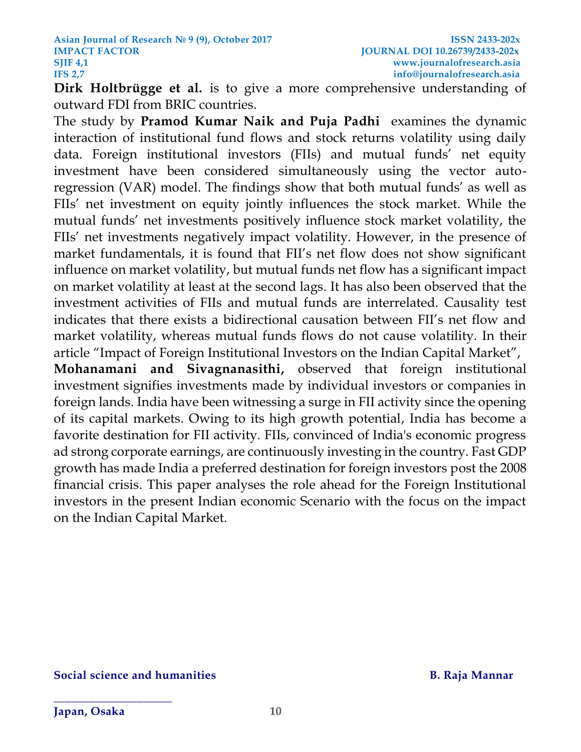**Dirk Holtbrügge et al.** is to give a more comprehensive understanding of outward FDI from BRIC countries.

The study by **Pramod Kumar Naik and Puja Padhi** examines the dynamic interaction of institutional fund flows and stock returns volatility using daily data. Foreign institutional investors (FIIs) and mutual funds' net equity investment have been considered simultaneously using the vector auto-regression (VAR) model. The findings show that both mutual funds' as well as FIIs' net investment on equity jointly influences the stock market. While the mutual funds' net investments positively influence stock market volatility, the FIIs' net investments negatively impact volatility. However, in the presence of market fundamentals, it is found that FII's net flow does not show significant influence on market volatility, but mutual funds net flow has a significant impact on market volatility at least at the second lags. It has also been observed that the investment activities of FIIs and mutual funds are interrelated. Causality test indicates that there exists a bidirectional causation between FII's net flow and market volatility, whereas mutual funds flows do not cause volatility. In their article "Impact of Foreign Institutional Investors on the Indian Capital Market", **Mohanamani and Sivagnanasithi,** observed that foreign institutional investment signifies investments made by individual investors or companies in foreign lands. India have been witnessing a surge in FII activity since the opening of its capital markets. Owing to its high growth potential, India has become a favorite destination for FII activity. FIIs, convinced of India's economic progress ad strong corporate earnings, are continuously investing in the country. Fast GDP growth has made India a preferred destination for foreign investors post the 2008 financial crisis. This paper analyses the role ahead for the Foreign Institutional investors in the present Indian economic Scenario with the focus on the impact on the Indian Capital Market.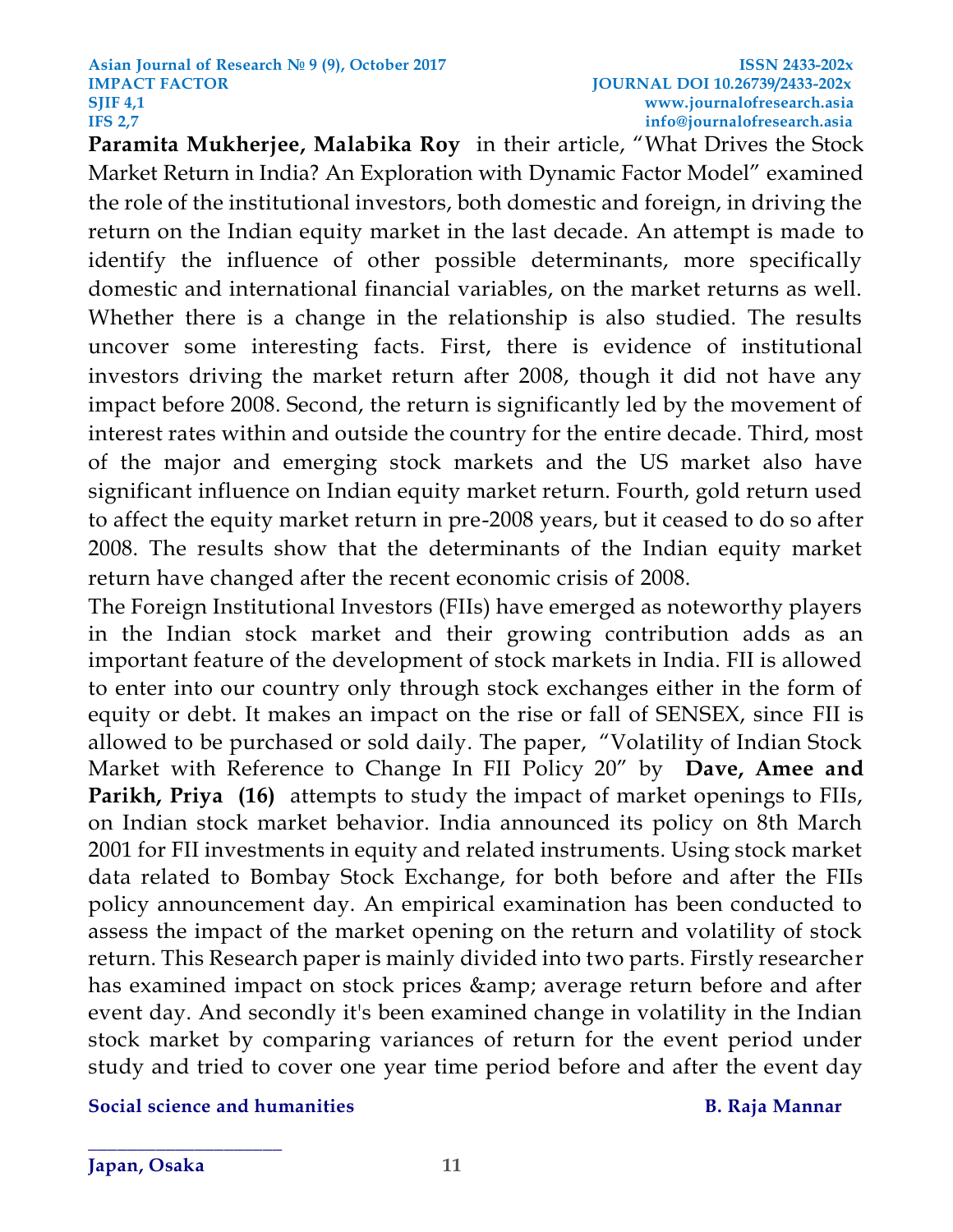**Paramita Mukherjee, Malabika Roy** in their article, "What Drives the Stock Market Return in India? An Exploration with Dynamic Factor Model" examined the role of the institutional investors, both domestic and foreign, in driving the return on the Indian equity market in the last decade. An attempt is made to identify the influence of other possible determinants, more specifically domestic and international financial variables, on the market returns as well. Whether there is a change in the relationship is also studied. The results uncover some interesting facts. First, there is evidence of institutional investors driving the market return after 2008, though it did not have any impact before 2008. Second, the return is significantly led by the movement of interest rates within and outside the country for the entire decade. Third, most of the major and emerging stock markets and the US market also have significant influence on Indian equity market return. Fourth, gold return used to affect the equity market return in pre-2008 years, but it ceased to do so after 2008. The results show that the determinants of the Indian equity market return have changed after the recent economic crisis of 2008.

The Foreign Institutional Investors (FIIs) have emerged as noteworthy players in the Indian stock market and their growing contribution adds as an important feature of the development of stock markets in India. FII is allowed to enter into our country only through stock exchanges either in the form of equity or debt. It makes an impact on the rise or fall of SENSEX, since FII is allowed to be purchased or sold daily. The paper, "Volatility of Indian Stock Market with Reference to Change In FII Policy 20" by **Dave, Amee and Parikh, Priya (16)** attempts to study the impact of market openings to FIIs, on Indian stock market behavior. India announced its policy on 8th March 2001 for FII investments in equity and related instruments. Using stock market data related to Bombay Stock Exchange, for both before and after the FIIs policy announcement day. An empirical examination has been conducted to assess the impact of the market opening on the return and volatility of stock return. This Research paper is mainly divided into two parts. Firstly researcher has examined impact on stock prices &amp; average return before and after event day. And secondly it's been examined change in volatility in the Indian stock market by comparing variances of return for the event period under study and tried to cover one year time period before and after the event day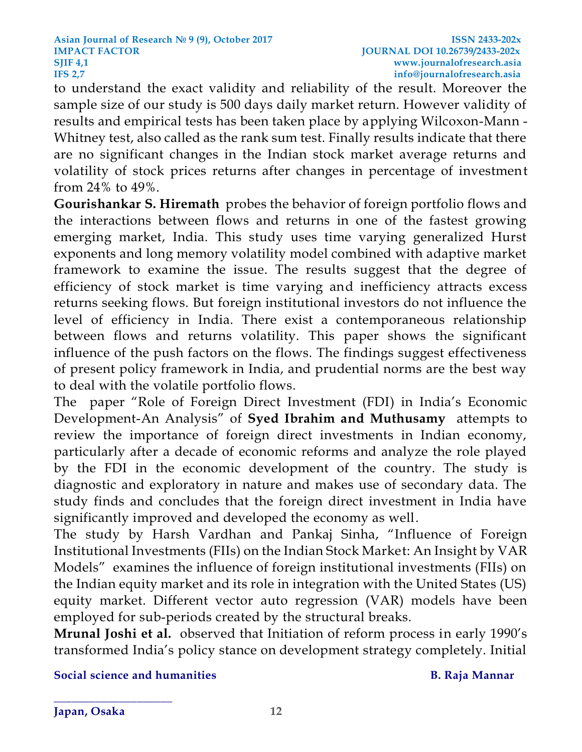to understand the exact validity and reliability of the result. Moreover the sample size of our study is 500 days daily market return. However validity of results and empirical tests has been taken place by applying Wilcoxon-Mann -Whitney test, also called as the rank sum test. Finally results indicate that there are no significant changes in the Indian stock market average returns and volatility of stock prices returns after changes in percentage of investment from 24% to 49%.

**Gourishankar S. Hiremath** probes the behavior of foreign portfolio flows and the interactions between flows and returns in one of the fastest growing emerging market, India. This study uses time varying generalized Hurst exponents and long memory volatility model combined with adaptive market framework to examine the issue. The results suggest that the degree of efficiency of stock market is time varying and inefficiency attracts excess returns seeking flows. But foreign institutional investors do not influence the level of efficiency in India. There exist a contemporaneous relationship between flows and returns volatility. This paper shows the significant influence of the push factors on the flows. The findings suggest effectiveness of present policy framework in India, and prudential norms are the best way to deal with the volatile portfolio flows.

The paper "Role of Foreign Direct Investment (FDI) in India's Economic Development-An Analysis" of **Syed Ibrahim and Muthusamy** attempts to review the importance of foreign direct investments in Indian economy, particularly after a decade of economic reforms and analyze the role played by the FDI in the economic development of the country. The study is diagnostic and exploratory in nature and makes use of secondary data. The study finds and concludes that the foreign direct investment in India have significantly improved and developed the economy as well.

The study by Harsh Vardhan and Pankaj Sinha, "Influence of Foreign Institutional Investments (FIIs) on the Indian Stock Market: An Insight by VAR Models" examines the influence of foreign institutional investments (FIIs) on the Indian equity market and its role in integration with the United States (US) equity market. Different vector auto regression (VAR) models have been employed for sub-periods created by the structural breaks.

**Mrunal Joshi et al.** observed that Initiation of reform process in early 1990's transformed India's policy stance on development strategy completely. Initial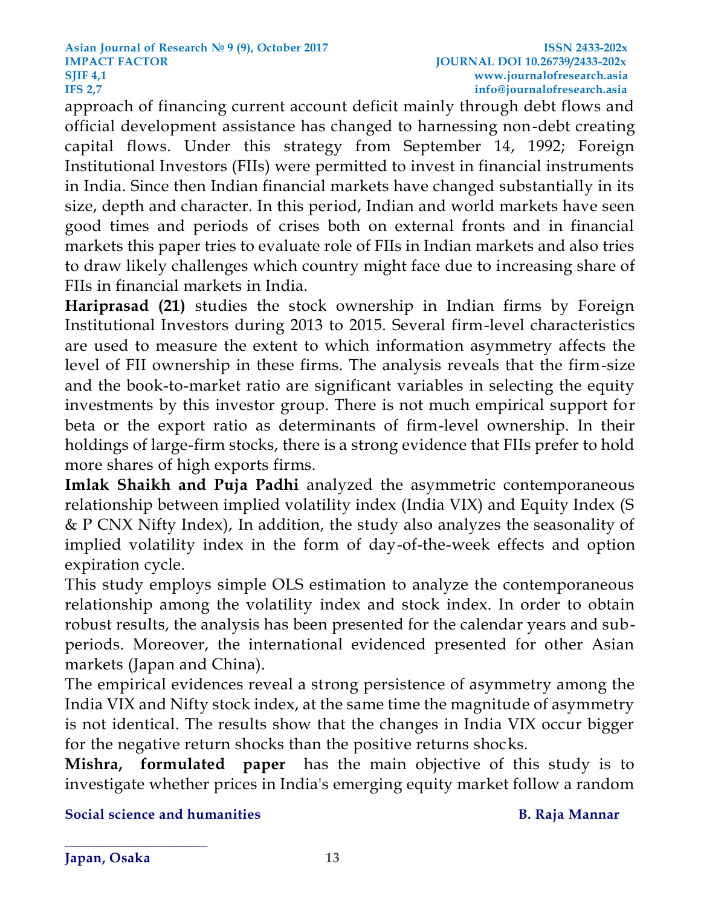approach of financing current account deficit mainly through debt flows and official development assistance has changed to harnessing non-debt creating capital flows. Under this strategy from September 14, 1992; Foreign Institutional Investors (FIIs) were permitted to invest in financial instruments in India. Since then Indian financial markets have changed substantially in its size, depth and character. In this period, Indian and world markets have seen good times and periods of crises both on external fronts and in financial markets this paper tries to evaluate role of FIIs in Indian markets and also tries to draw likely challenges which country might face due to increasing share of FIIs in financial markets in India.

**Hariprasad (21)** studies the stock ownership in Indian firms by Foreign Institutional Investors during 2013 to 2015. Several firm-level characteristics are used to measure the extent to which information asymmetry affects the level of FII ownership in these firms. The analysis reveals that the firm-size and the book-to-market ratio are significant variables in selecting the equity investments by this investor group. There is not much empirical support for beta or the export ratio as determinants of firm-level ownership. In their holdings of large-firm stocks, there is a strong evidence that FIIs prefer to hold more shares of high exports firms.

**Imlak Shaikh and Puja Padhi** analyzed the asymmetric contemporaneous relationship between implied volatility index (India VIX) and Equity Index (S & P CNX Nifty Index), In addition, the study also analyzes the seasonality of implied volatility index in the form of day-of-the-week effects and option expiration cycle.

This study employs simple OLS estimation to analyze the contemporaneous relationship among the volatility index and stock index. In order to obtain robust results, the analysis has been presented for the calendar years and sub-periods. Moreover, the international evidenced presented for other Asian markets (Japan and China).

The empirical evidences reveal a strong persistence of asymmetry among the India VIX and Nifty stock index, at the same time the magnitude of asymmetry is not identical. The results show that the changes in India VIX occur bigger for the negative return shocks than the positive returns shocks.

**Mishra, formulated paper** has the main objective of this study is to investigate whether prices in India's emerging equity market follow a random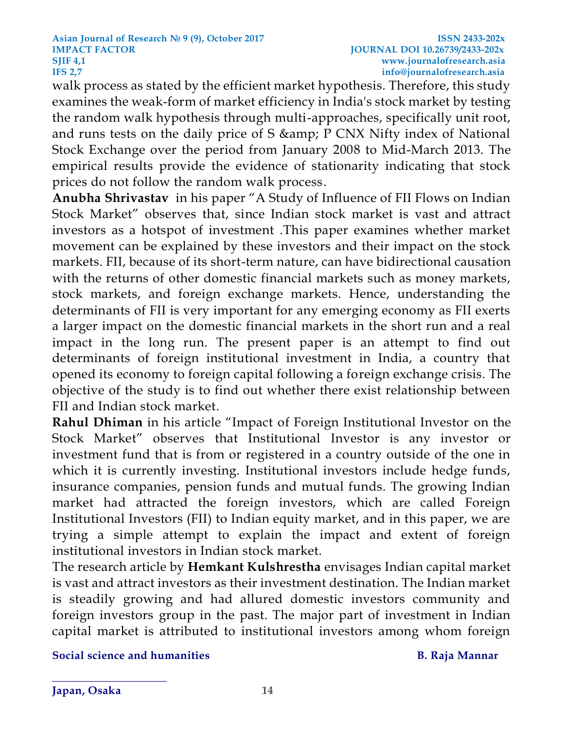walk process as stated by the efficient market hypothesis. Therefore, this study examines the weak-form of market efficiency in India's stock market by testing the random walk hypothesis through multi-approaches, specifically unit root, and runs tests on the daily price of S &amp; P CNX Nifty index of National Stock Exchange over the period from January 2008 to Mid-March 2013. The empirical results provide the evidence of stationarity indicating that stock prices do not follow the random walk process.

**Anubha Shrivastav** in his paper "A Study of Influence of FII Flows on Indian Stock Market" observes that, since Indian stock market is vast and attract investors as a hotspot of investment .This paper examines whether market movement can be explained by these investors and their impact on the stock markets. FII, because of its short-term nature, can have bidirectional causation with the returns of other domestic financial markets such as money markets, stock markets, and foreign exchange markets. Hence, understanding the determinants of FII is very important for any emerging economy as FII exerts a larger impact on the domestic financial markets in the short run and a real impact in the long run. The present paper is an attempt to find out determinants of foreign institutional investment in India, a country that opened its economy to foreign capital following a foreign exchange crisis. The objective of the study is to find out whether there exist relationship between FII and Indian stock market.

**Rahul Dhiman** in his article "Impact of Foreign Institutional Investor on the Stock Market" observes that Institutional Investor is any investor or investment fund that is from or registered in a country outside of the one in which it is currently investing. Institutional investors include hedge funds, insurance companies, pension funds and mutual funds. The growing Indian market had attracted the foreign investors, which are called Foreign Institutional Investors (FII) to Indian equity market, and in this paper, we are trying a simple attempt to explain the impact and extent of foreign institutional investors in Indian stock market.

The research article by **Hemkant Kulshrestha** envisages Indian capital market is vast and attract investors as their investment destination. The Indian market is steadily growing and had allured domestic investors community and foreign investors group in the past. The major part of investment in Indian capital market is attributed to institutional investors among whom foreign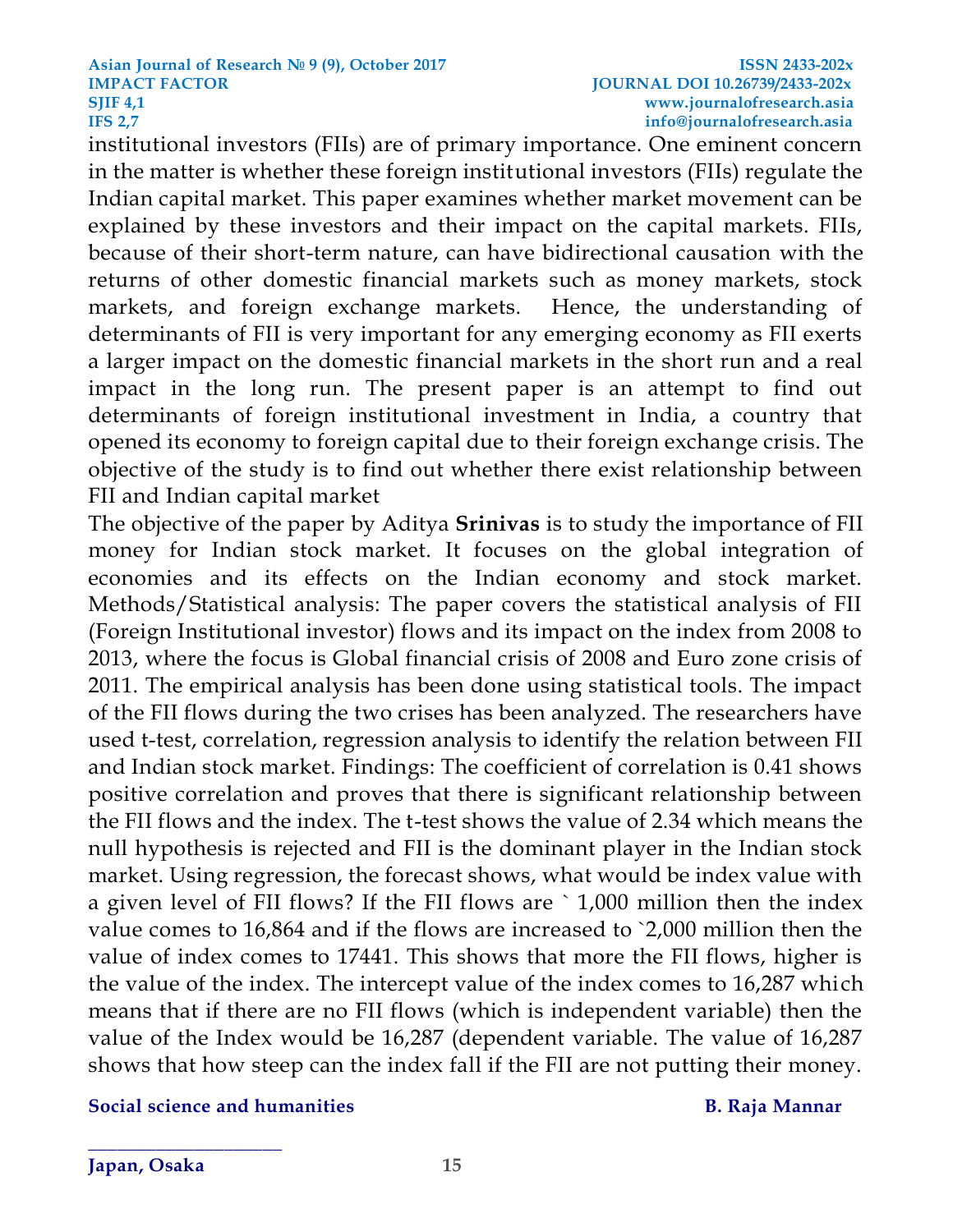institutional investors (FIIs) are of primary importance. One eminent concern in the matter is whether these foreign institutional investors (FIIs) regulate the Indian capital market. This paper examines whether market movement can be explained by these investors and their impact on the capital markets. FIIs, because of their short-term nature, can have bidirectional causation with the returns of other domestic financial markets such as money markets, stock markets, and foreign exchange markets. Hence, the understanding of determinants of FII is very important for any emerging economy as FII exerts a larger impact on the domestic financial markets in the short run and a real impact in the long run. The present paper is an attempt to find out determinants of foreign institutional investment in India, a country that opened its economy to foreign capital due to their foreign exchange crisis. The objective of the study is to find out whether there exist relationship between FII and Indian capital market

The objective of the paper by Aditya **Srinivas** is to study the importance of FII money for Indian stock market. It focuses on the global integration of economies and its effects on the Indian economy and stock market. Methods/Statistical analysis: The paper covers the statistical analysis of FII (Foreign Institutional investor) flows and its impact on the index from 2008 to 2013, where the focus is Global financial crisis of 2008 and Euro zone crisis of 2011. The empirical analysis has been done using statistical tools. The impact of the FII flows during the two crises has been analyzed. The researchers have used t-test, correlation, regression analysis to identify the relation between FII and Indian stock market. Findings: The coefficient of correlation is 0.41 shows positive correlation and proves that there is significant relationship between the FII flows and the index. The t-test shows the value of 2.34 which means the null hypothesis is rejected and FII is the dominant player in the Indian stock market. Using regression, the forecast shows, what would be index value with a given level of FII flows? If the FII flows are ` 1,000 million then the index value comes to 16,864 and if the flows are increased to `2,000 million then the value of index comes to 17441. This shows that more the FII flows, higher is the value of the index. The intercept value of the index comes to 16,287 which means that if there are no FII flows (which is independent variable) then the value of the Index would be 16,287 (dependent variable. The value of 16,287 shows that how steep can the index fall if the FII are not putting their money.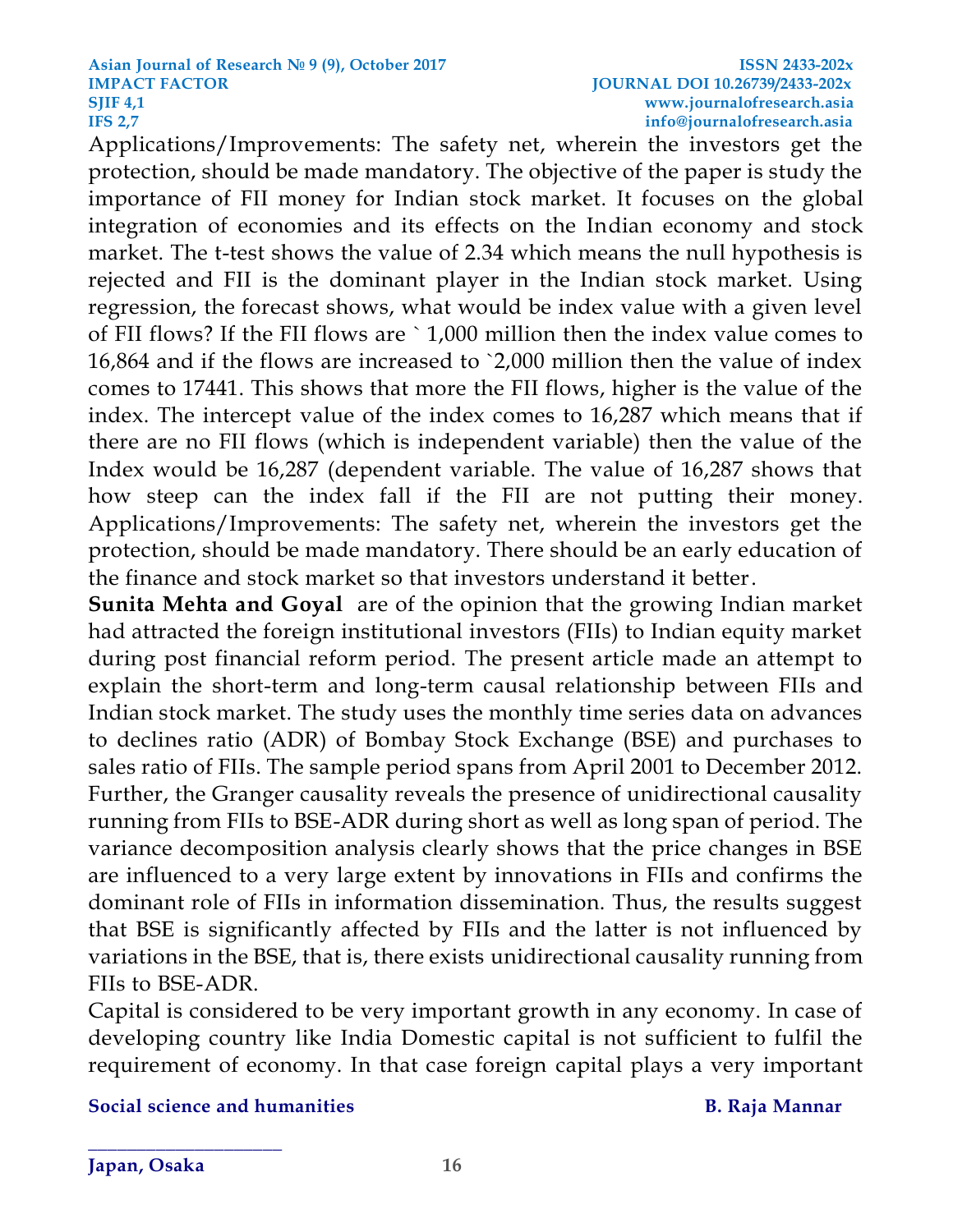Applications/Improvements: The safety net, wherein the investors get the protection, should be made mandatory. The objective of the paper is study the importance of FII money for Indian stock market. It focuses on the global integration of economies and its effects on the Indian economy and stock market. The t-test shows the value of 2.34 which means the null hypothesis is rejected and FII is the dominant player in the Indian stock market. Using regression, the forecast shows, what would be index value with a given level of FII flows? If the FII flows are ` 1,000 million then the index value comes to 16,864 and if the flows are increased to `2,000 million then the value of index comes to 17441. This shows that more the FII flows, higher is the value of the index. The intercept value of the index comes to 16,287 which means that if there are no FII flows (which is independent variable) then the value of the Index would be 16,287 (dependent variable. The value of 16,287 shows that how steep can the index fall if the FII are not putting their money. Applications/Improvements: The safety net, wherein the investors get the protection, should be made mandatory. There should be an early education of the finance and stock market so that investors understand it better.

**Sunita Mehta and Goyal** are of the opinion that the growing Indian market had attracted the foreign institutional investors (FIIs) to Indian equity market during post financial reform period. The present article made an attempt to explain the short-term and long-term causal relationship between FIIs and Indian stock market. The study uses the monthly time series data on advances to declines ratio (ADR) of Bombay Stock Exchange (BSE) and purchases to sales ratio of FIIs. The sample period spans from April 2001 to December 2012. Further, the Granger causality reveals the presence of unidirectional causality running from FIIs to BSE-ADR during short as well as long span of period. The variance decomposition analysis clearly shows that the price changes in BSE are influenced to a very large extent by innovations in FIIs and confirms the dominant role of FIIs in information dissemination. Thus, the results suggest that BSE is significantly affected by FIIs and the latter is not influenced by variations in the BSE, that is, there exists unidirectional causality running from FIIs to BSE-ADR.

Capital is considered to be very important growth in any economy. In case of developing country like India Domestic capital is not sufficient to fulfil the requirement of economy. In that case foreign capital plays a very important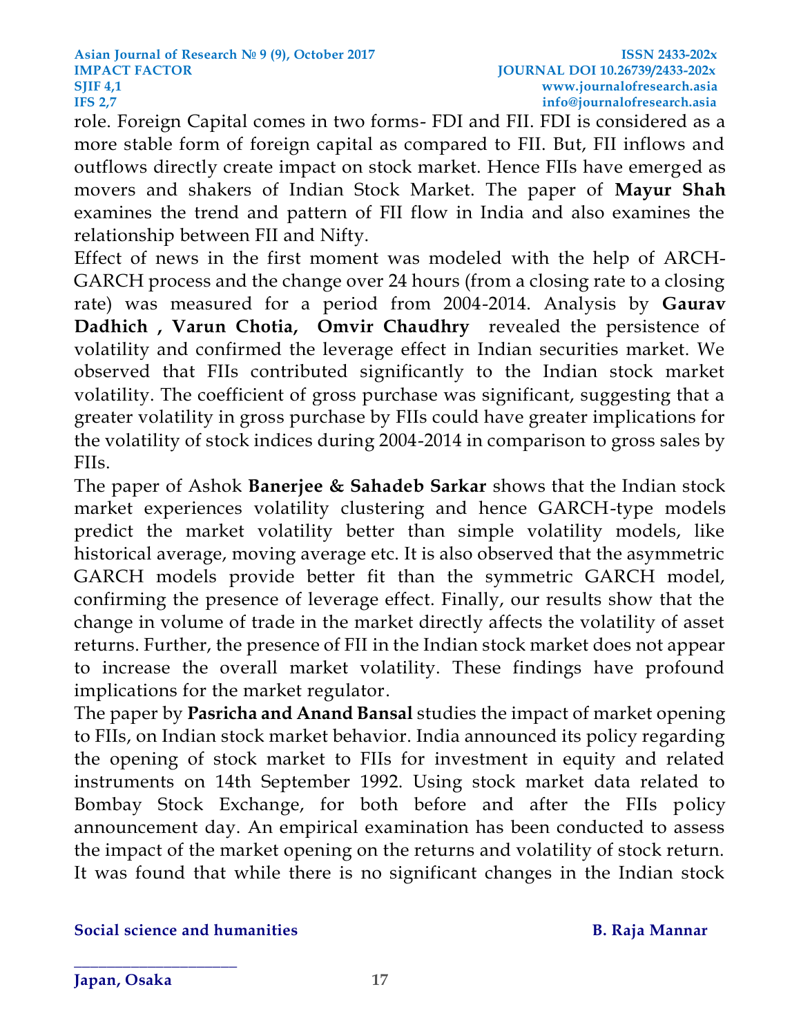role. Foreign Capital comes in two forms- FDI and FII. FDI is considered as a more stable form of foreign capital as compared to FII. But, FII inflows and outflows directly create impact on stock market. Hence FIIs have emerged as movers and shakers of Indian Stock Market. The paper of **Mayur Shah** examines the trend and pattern of FII flow in India and also examines the relationship between FII and Nifty.

Effect of news in the first moment was modeled with the help of ARCH-GARCH process and the change over 24 hours (from a closing rate to a closing rate) was measured for a period from 2004-2014. Analysis by **Gaurav Dadhich , Varun Chotia, Omvir Chaudhry** revealed the persistence of volatility and confirmed the leverage effect in Indian securities market. We observed that FIIs contributed significantly to the Indian stock market volatility. The coefficient of gross purchase was significant, suggesting that a greater volatility in gross purchase by FIIs could have greater implications for the volatility of stock indices during 2004-2014 in comparison to gross sales by FIIs.

The paper of Ashok **Banerjee & Sahadeb Sarkar** shows that the Indian stock market experiences volatility clustering and hence GARCH-type models predict the market volatility better than simple volatility models, like historical average, moving average etc. It is also observed that the asymmetric GARCH models provide better fit than the symmetric GARCH model, confirming the presence of leverage effect. Finally, our results show that the change in volume of trade in the market directly affects the volatility of asset returns. Further, the presence of FII in the Indian stock market does not appear to increase the overall market volatility. These findings have profound implications for the market regulator.

The paper by **Pasricha and Anand Bansal** studies the impact of market opening to FIIs, on Indian stock market behavior. India announced its policy regarding the opening of stock market to FIIs for investment in equity and related instruments on 14th September 1992. Using stock market data related to Bombay Stock Exchange, for both before and after the FIIs policy announcement day. An empirical examination has been conducted to assess the impact of the market opening on the returns and volatility of stock return. It was found that while there is no significant changes in the Indian stock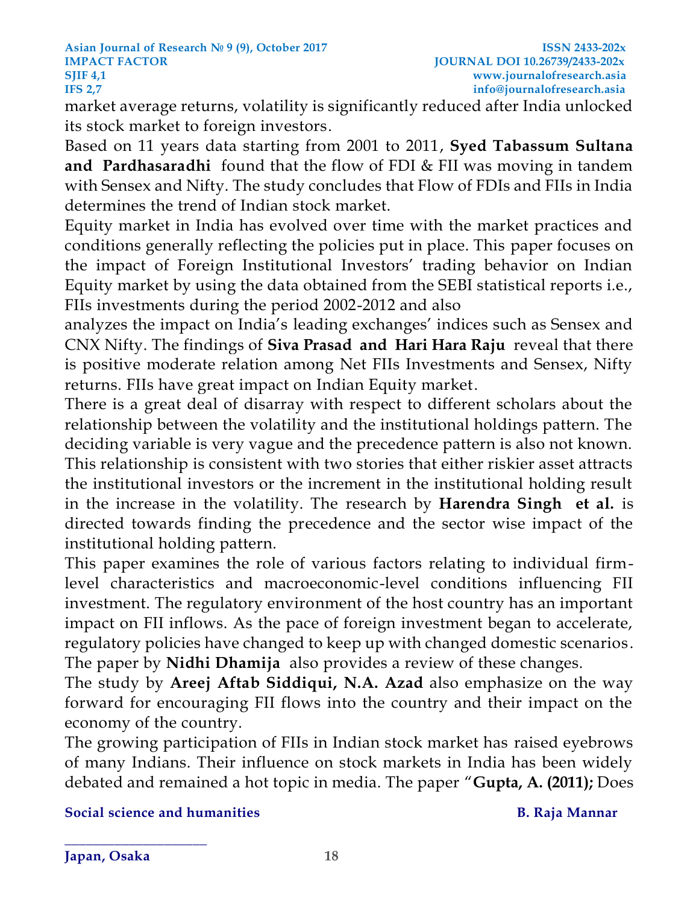market average returns, volatility is significantly reduced after India unlocked its stock market to foreign investors.

Based on 11 years data starting from 2001 to 2011, **Syed Tabassum Sultana and Pardhasaradhi** found that the flow of FDI & FII was moving in tandem with Sensex and Nifty. The study concludes that Flow of FDIs and FIIs in India determines the trend of Indian stock market.

Equity market in India has evolved over time with the market practices and conditions generally reflecting the policies put in place. This paper focuses on the impact of Foreign Institutional Investors' trading behavior on Indian Equity market by using the data obtained from the SEBI statistical reports i.e., FIIs investments during the period 2002-2012 and also analyzes the impact on India's leading exchanges' indices such as Sensex and CNX Nifty. The findings of **Siva Prasad and Hari Hara Raju** reveal that there is positive moderate relation among Net FIIs Investments and Sensex, Nifty returns. FIIs have great impact on Indian Equity market.

There is a great deal of disarray with respect to different scholars about the relationship between the volatility and the institutional holdings pattern. The deciding variable is very vague and the precedence pattern is also not known. This relationship is consistent with two stories that either riskier asset attracts the institutional investors or the increment in the institutional holding result in the increase in the volatility. The research by **Harendra Singh et al.** is directed towards finding the precedence and the sector wise impact of the institutional holding pattern.

This paper examines the role of various factors relating to individual firm-level characteristics and macroeconomic-level conditions influencing FII investment. The regulatory environment of the host country has an important impact on FII inflows. As the pace of foreign investment began to accelerate, regulatory policies have changed to keep up with changed domestic scenarios. The paper by **Nidhi Dhamija** also provides a review of these changes.

The study by **Areej Aftab Siddiqui, N.A. Azad** also emphasize on the way forward for encouraging FII flows into the country and their impact on the economy of the country.

The growing participation of FIIs in Indian stock market has raised eyebrows of many Indians. Their influence on stock markets in India has been widely debated and remained a hot topic in media. The paper "**Gupta, A. (2011);** Does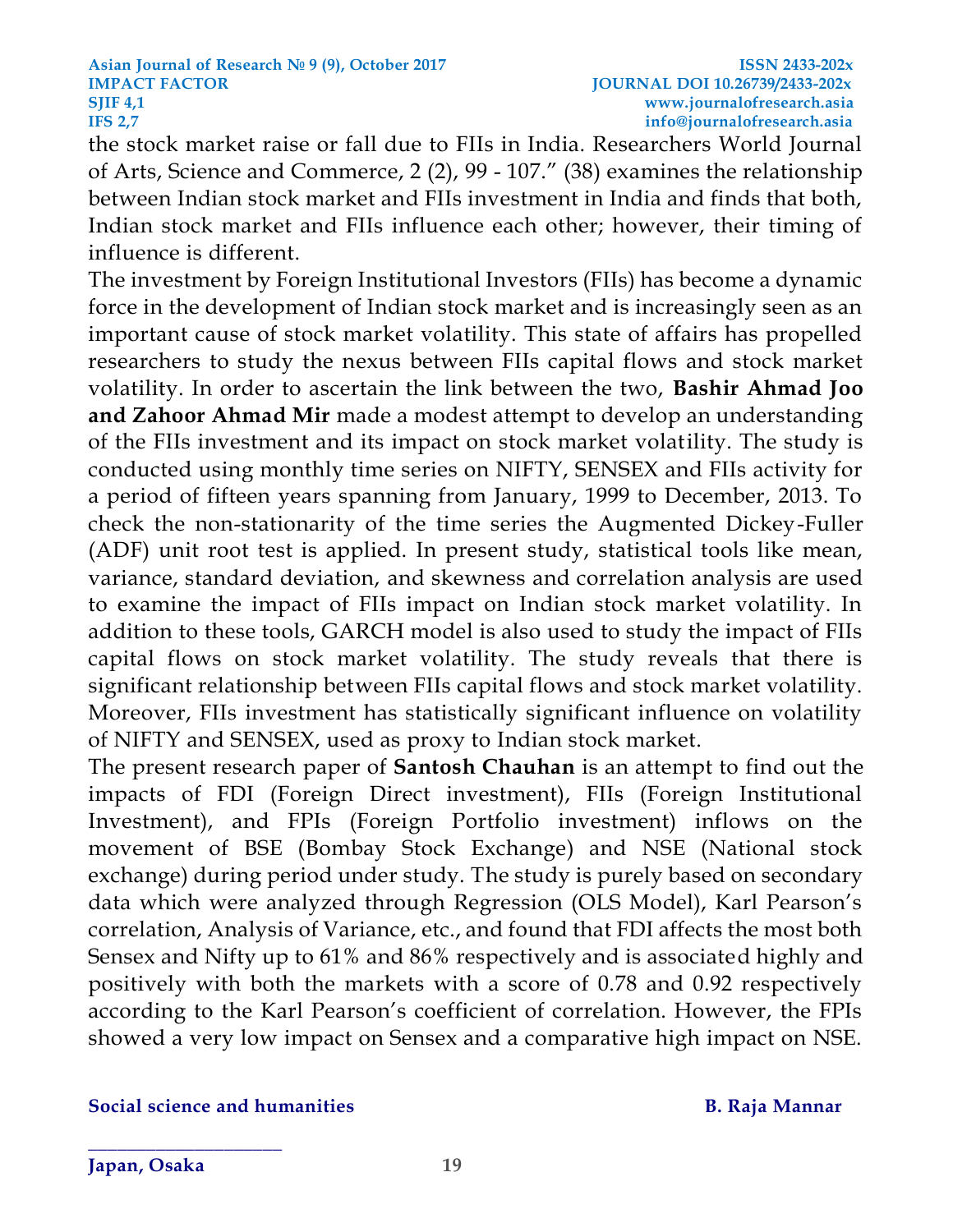the stock market raise or fall due to FIIs in India. Researchers World Journal of Arts, Science and Commerce, 2 (2), 99 - 107." (38) examines the relationship between Indian stock market and FIIs investment in India and finds that both, Indian stock market and FIIs influence each other; however, their timing of influence is different.

The investment by Foreign Institutional Investors (FIIs) has become a dynamic force in the development of Indian stock market and is increasingly seen as an important cause of stock market volatility. This state of affairs has propelled researchers to study the nexus between FIIs capital flows and stock market volatility. In order to ascertain the link between the two, **Bashir Ahmad Joo and Zahoor Ahmad Mir** made a modest attempt to develop an understanding of the FIIs investment and its impact on stock market volatility. The study is conducted using monthly time series on NIFTY, SENSEX and FIIs activity for a period of fifteen years spanning from January, 1999 to December, 2013. To check the non-stationarity of the time series the Augmented Dickey-Fuller (ADF) unit root test is applied. In present study, statistical tools like mean, variance, standard deviation, and skewness and correlation analysis are used to examine the impact of FIIs impact on Indian stock market volatility. In addition to these tools, GARCH model is also used to study the impact of FIIs capital flows on stock market volatility. The study reveals that there is significant relationship between FIIs capital flows and stock market volatility. Moreover, FIIs investment has statistically significant influence on volatility of NIFTY and SENSEX, used as proxy to Indian stock market.

The present research paper of **Santosh Chauhan** is an attempt to find out the impacts of FDI (Foreign Direct investment), FIIs (Foreign Institutional Investment), and FPIs (Foreign Portfolio investment) inflows on the movement of BSE (Bombay Stock Exchange) and NSE (National stock exchange) during period under study. The study is purely based on secondary data which were analyzed through Regression (OLS Model), Karl Pearson's correlation, Analysis of Variance, etc., and found that FDI affects the most both Sensex and Nifty up to 61% and 86% respectively and is associated highly and positively with both the markets with a score of 0.78 and 0.92 respectively according to the Karl Pearson's coefficient of correlation. However, the FPIs showed a very low impact on Sensex and a comparative high impact on NSE.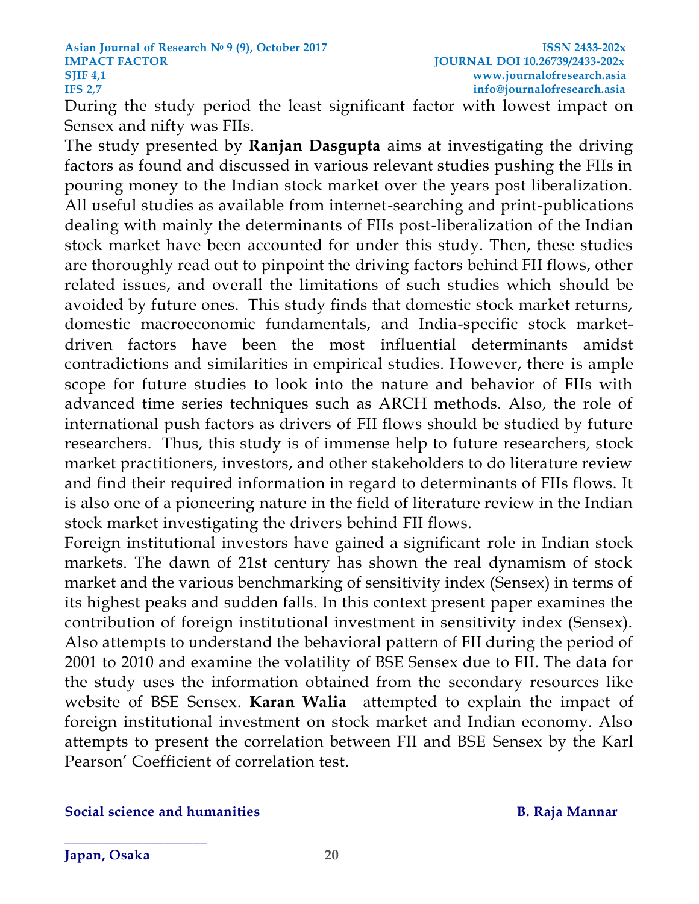During the study period the least significant factor with lowest impact on Sensex and nifty was FIIs.

The study presented by **Ranjan Dasgupta** aims at investigating the driving factors as found and discussed in various relevant studies pushing the FIIs in pouring money to the Indian stock market over the years post liberalization. All useful studies as available from internet-searching and print-publications dealing with mainly the determinants of FIIs post-liberalization of the Indian stock market have been accounted for under this study. Then, these studies are thoroughly read out to pinpoint the driving factors behind FII flows, other related issues, and overall the limitations of such studies which should be avoided by future ones. This study finds that domestic stock market returns, domestic macroeconomic fundamentals, and India-specific stock market-driven factors have been the most influential determinants amidst contradictions and similarities in empirical studies. However, there is ample scope for future studies to look into the nature and behavior of FIIs with advanced time series techniques such as ARCH methods. Also, the role of international push factors as drivers of FII flows should be studied by future researchers. Thus, this study is of immense help to future researchers, stock market practitioners, investors, and other stakeholders to do literature review and find their required information in regard to determinants of FIIs flows. It is also one of a pioneering nature in the field of literature review in the Indian stock market investigating the drivers behind FII flows.

Foreign institutional investors have gained a significant role in Indian stock markets. The dawn of 21st century has shown the real dynamism of stock market and the various benchmarking of sensitivity index (Sensex) in terms of its highest peaks and sudden falls. In this context present paper examines the contribution of foreign institutional investment in sensitivity index (Sensex). Also attempts to understand the behavioral pattern of FII during the period of 2001 to 2010 and examine the volatility of BSE Sensex due to FII. The data for the study uses the information obtained from the secondary resources like website of BSE Sensex. **Karan Walia** attempted to explain the impact of foreign institutional investment on stock market and Indian economy. Also attempts to present the correlation between FII and BSE Sensex by the Karl Pearson' Coefficient of correlation test.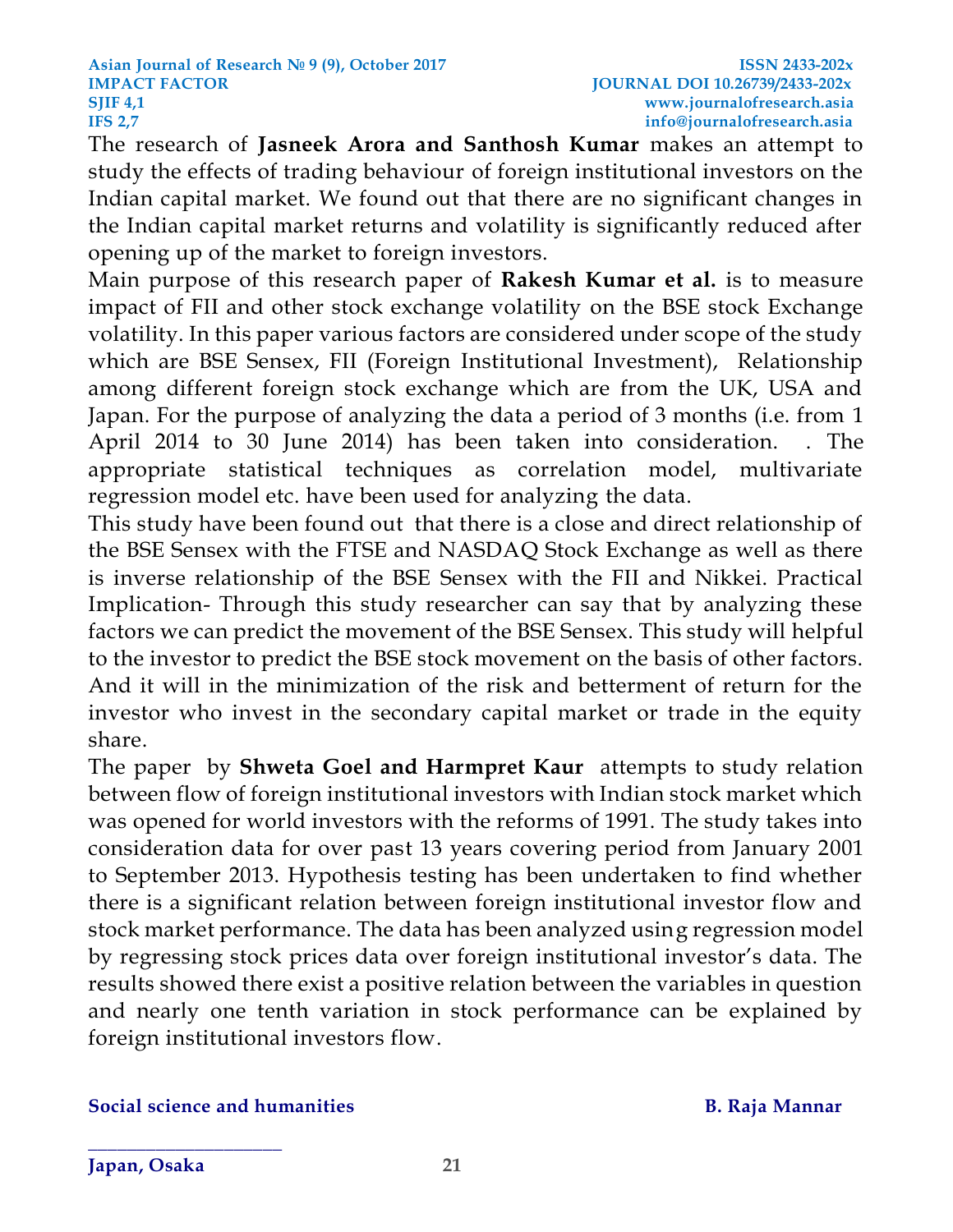The research of **Jasneek Arora and Santhosh Kumar** makes an attempt to study the effects of trading behaviour of foreign institutional investors on the Indian capital market. We found out that there are no significant changes in the Indian capital market returns and volatility is significantly reduced after opening up of the market to foreign investors.

Main purpose of this research paper of **Rakesh Kumar et al.** is to measure impact of FII and other stock exchange volatility on the BSE stock Exchange volatility. In this paper various factors are considered under scope of the study which are BSE Sensex, FII (Foreign Institutional Investment), Relationship among different foreign stock exchange which are from the UK, USA and Japan. For the purpose of analyzing the data a period of 3 months (i.e. from 1 April 2014 to 30 June 2014) has been taken into consideration. . The appropriate statistical techniques as correlation model, multivariate regression model etc. have been used for analyzing the data.

This study have been found out that there is a close and direct relationship of the BSE Sensex with the FTSE and NASDAQ Stock Exchange as well as there is inverse relationship of the BSE Sensex with the FII and Nikkei. Practical Implication- Through this study researcher can say that by analyzing these factors we can predict the movement of the BSE Sensex. This study will helpful to the investor to predict the BSE stock movement on the basis of other factors. And it will in the minimization of the risk and betterment of return for the investor who invest in the secondary capital market or trade in the equity share.

The paper by **Shweta Goel and Harmpret Kaur** attempts to study relation between flow of foreign institutional investors with Indian stock market which was opened for world investors with the reforms of 1991. The study takes into consideration data for over past 13 years covering period from January 2001 to September 2013. Hypothesis testing has been undertaken to find whether there is a significant relation between foreign institutional investor flow and stock market performance. The data has been analyzed using regression model by regressing stock prices data over foreign institutional investor's data. The results showed there exist a positive relation between the variables in question and nearly one tenth variation in stock performance can be explained by foreign institutional investors flow.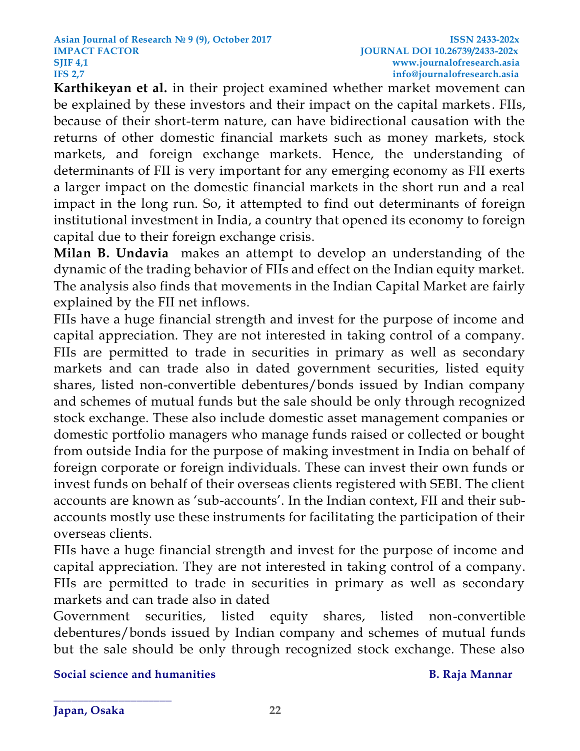**Karthikeyan et al.** in their project examined whether market movement can be explained by these investors and their impact on the capital markets. FIIs, because of their short-term nature, can have bidirectional causation with the returns of other domestic financial markets such as money markets, stock markets, and foreign exchange markets. Hence, the understanding of determinants of FII is very important for any emerging economy as FII exerts a larger impact on the domestic financial markets in the short run and a real impact in the long run. So, it attempted to find out determinants of foreign institutional investment in India, a country that opened its economy to foreign capital due to their foreign exchange crisis.

**Milan B. Undavia** makes an attempt to develop an understanding of the dynamic of the trading behavior of FIIs and effect on the Indian equity market. The analysis also finds that movements in the Indian Capital Market are fairly explained by the FII net inflows.

FIIs have a huge financial strength and invest for the purpose of income and capital appreciation. They are not interested in taking control of a company. FIIs are permitted to trade in securities in primary as well as secondary markets and can trade also in dated government securities, listed equity shares, listed non-convertible debentures/bonds issued by Indian company and schemes of mutual funds but the sale should be only through recognized stock exchange. These also include domestic asset management companies or domestic portfolio managers who manage funds raised or collected or bought from outside India for the purpose of making investment in India on behalf of foreign corporate or foreign individuals. These can invest their own funds or invest funds on behalf of their overseas clients registered with SEBI. The client accounts are known as 'sub-accounts'. In the Indian context, FII and their sub-accounts mostly use these instruments for facilitating the participation of their overseas clients.

FIIs have a huge financial strength and invest for the purpose of income and capital appreciation. They are not interested in taking control of a company. FIIs are permitted to trade in securities in primary as well as secondary markets and can trade also in dated

Government securities, listed equity shares, listed non-convertible debentures/bonds issued by Indian company and schemes of mutual funds but the sale should be only through recognized stock exchange. These also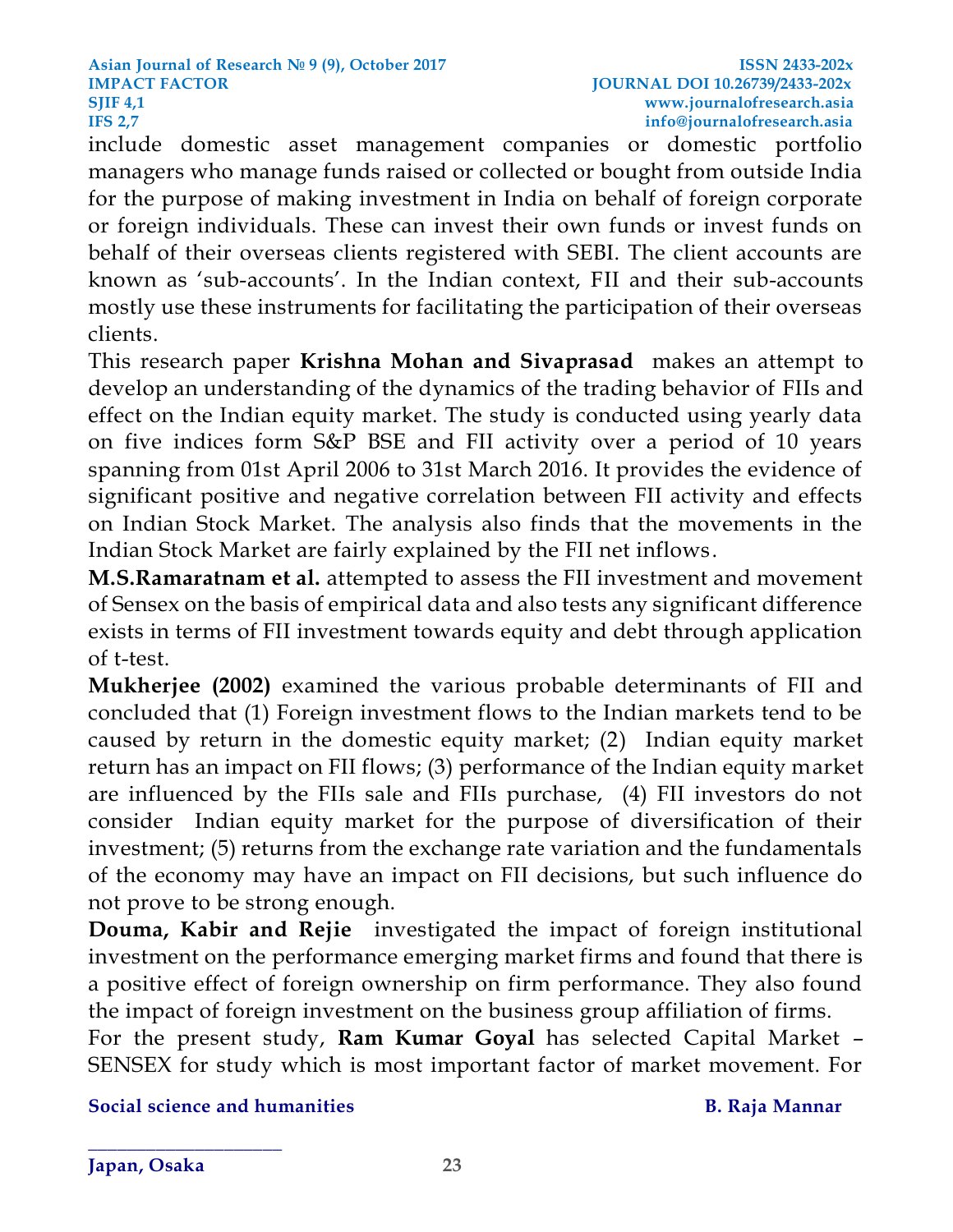include domestic asset management companies or domestic portfolio managers who manage funds raised or collected or bought from outside India for the purpose of making investment in India on behalf of foreign corporate or foreign individuals. These can invest their own funds or invest funds on behalf of their overseas clients registered with SEBI. The client accounts are known as 'sub-accounts'. In the Indian context, FII and their sub-accounts mostly use these instruments for facilitating the participation of their overseas clients.

This research paper **Krishna Mohan and Sivaprasad** makes an attempt to develop an understanding of the dynamics of the trading behavior of FIIs and effect on the Indian equity market. The study is conducted using yearly data on five indices form S&P BSE and FII activity over a period of 10 years spanning from 01st April 2006 to 31st March 2016. It provides the evidence of significant positive and negative correlation between FII activity and effects on Indian Stock Market. The analysis also finds that the movements in the Indian Stock Market are fairly explained by the FII net inflows.

**M.S.Ramaratnam et al.** attempted to assess the FII investment and movement of Sensex on the basis of empirical data and also tests any significant difference exists in terms of FII investment towards equity and debt through application of t-test.

**Mukherjee (2002)** examined the various probable determinants of FII and concluded that (1) Foreign investment flows to the Indian markets tend to be caused by return in the domestic equity market; (2) Indian equity market return has an impact on FII flows; (3) performance of the Indian equity market are influenced by the FIIs sale and FIIs purchase, (4) FII investors do not consider Indian equity market for the purpose of diversification of their investment; (5) returns from the exchange rate variation and the fundamentals of the economy may have an impact on FII decisions, but such influence do not prove to be strong enough.

**Douma, Kabir and Rejie** investigated the impact of foreign institutional investment on the performance emerging market firms and found that there is a positive effect of foreign ownership on firm performance. They also found the impact of foreign investment on the business group affiliation of firms.

For the present study, **Ram Kumar Goyal** has selected Capital Market – SENSEX for study which is most important factor of market movement. For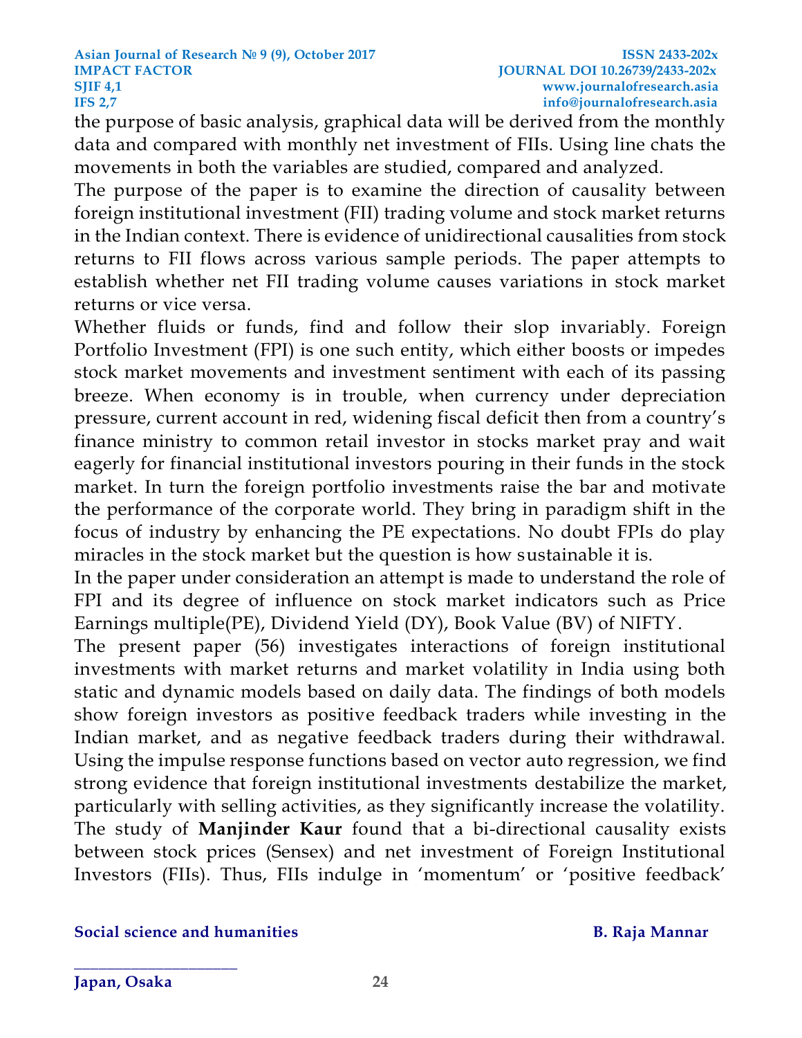the purpose of basic analysis, graphical data will be derived from the monthly data and compared with monthly net investment of FIIs. Using line chats the movements in both the variables are studied, compared and analyzed.

The purpose of the paper is to examine the direction of causality between foreign institutional investment (FII) trading volume and stock market returns in the Indian context. There is evidence of unidirectional causalities from stock returns to FII flows across various sample periods. The paper attempts to establish whether net FII trading volume causes variations in stock market returns or vice versa.

Whether fluids or funds, find and follow their slop invariably. Foreign Portfolio Investment (FPI) is one such entity, which either boosts or impedes stock market movements and investment sentiment with each of its passing breeze. When economy is in trouble, when currency under depreciation pressure, current account in red, widening fiscal deficit then from a country's finance ministry to common retail investor in stocks market pray and wait eagerly for financial institutional investors pouring in their funds in the stock market. In turn the foreign portfolio investments raise the bar and motivate the performance of the corporate world. They bring in paradigm shift in the focus of industry by enhancing the PE expectations. No doubt FPIs do play miracles in the stock market but the question is how sustainable it is.

In the paper under consideration an attempt is made to understand the role of FPI and its degree of influence on stock market indicators such as Price Earnings multiple(PE), Dividend Yield (DY), Book Value (BV) of NIFTY.

The present paper (56) investigates interactions of foreign institutional investments with market returns and market volatility in India using both static and dynamic models based on daily data. The findings of both models show foreign investors as positive feedback traders while investing in the Indian market, and as negative feedback traders during their withdrawal. Using the impulse response functions based on vector auto regression, we find strong evidence that foreign institutional investments destabilize the market, particularly with selling activities, as they significantly increase the volatility. The study of **Manjinder Kaur** found that a bi-directional causality exists between stock prices (Sensex) and net investment of Foreign Institutional Investors (FIIs). Thus, FIIs indulge in 'momentum' or 'positive feedback'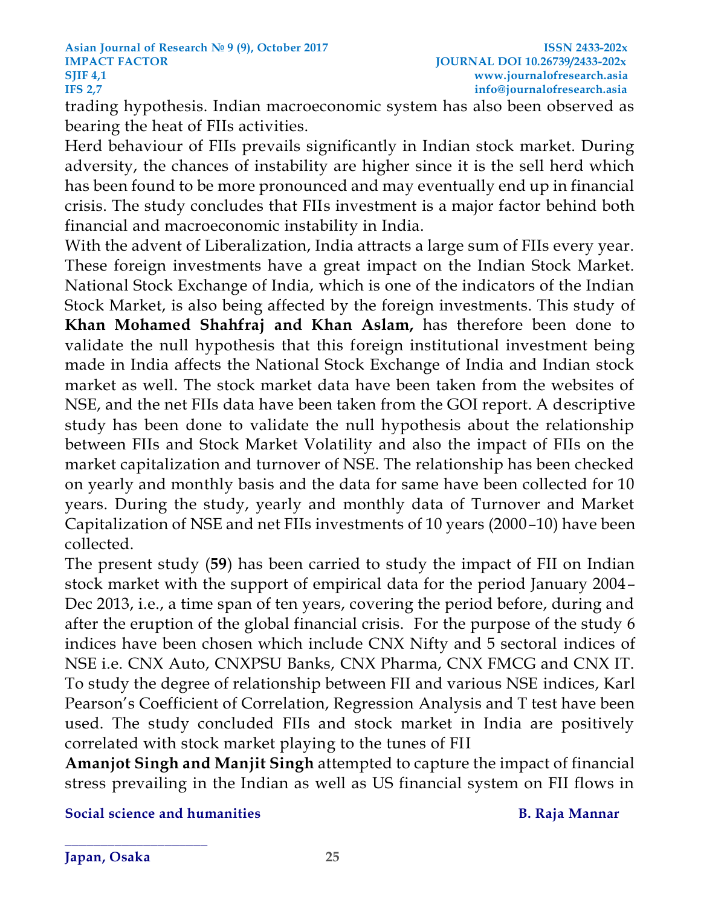trading hypothesis. Indian macroeconomic system has also been observed as bearing the heat of FIIs activities.

Herd behaviour of FIIs prevails significantly in Indian stock market. During adversity, the chances of instability are higher since it is the sell herd which has been found to be more pronounced and may eventually end up in financial crisis. The study concludes that FIIs investment is a major factor behind both financial and macroeconomic instability in India.

With the advent of Liberalization, India attracts a large sum of FIIs every year. These foreign investments have a great impact on the Indian Stock Market. National Stock Exchange of India, which is one of the indicators of the Indian Stock Market, is also being affected by the foreign investments. This study of **Khan Mohamed Shahfraj and Khan Aslam,** has therefore been done to validate the null hypothesis that this foreign institutional investment being made in India affects the National Stock Exchange of India and Indian stock market as well. The stock market data have been taken from the websites of NSE, and the net FIIs data have been taken from the GOI report. A descriptive study has been done to validate the null hypothesis about the relationship between FIIs and Stock Market Volatility and also the impact of FIIs on the market capitalization and turnover of NSE. The relationship has been checked on yearly and monthly basis and the data for same have been collected for 10 years. During the study, yearly and monthly data of Turnover and Market Capitalization of NSE and net FIIs investments of 10 years (2000–10) have been collected.

The present study (**59**) has been carried to study the impact of FII on Indian stock market with the support of empirical data for the period January 2004–Dec 2013, i.e., a time span of ten years, covering the period before, during and after the eruption of the global financial crisis. For the purpose of the study 6 indices have been chosen which include CNX Nifty and 5 sectoral indices of NSE i.e. CNX Auto, CNXPSU Banks, CNX Pharma, CNX FMCG and CNX IT. To study the degree of relationship between FII and various NSE indices, Karl Pearson's Coefficient of Correlation, Regression Analysis and T test have been used. The study concluded FIIs and stock market in India are positively correlated with stock market playing to the tunes of FII

**Amanjot Singh and Manjit Singh** attempted to capture the impact of financial stress prevailing in the Indian as well as US financial system on FII flows in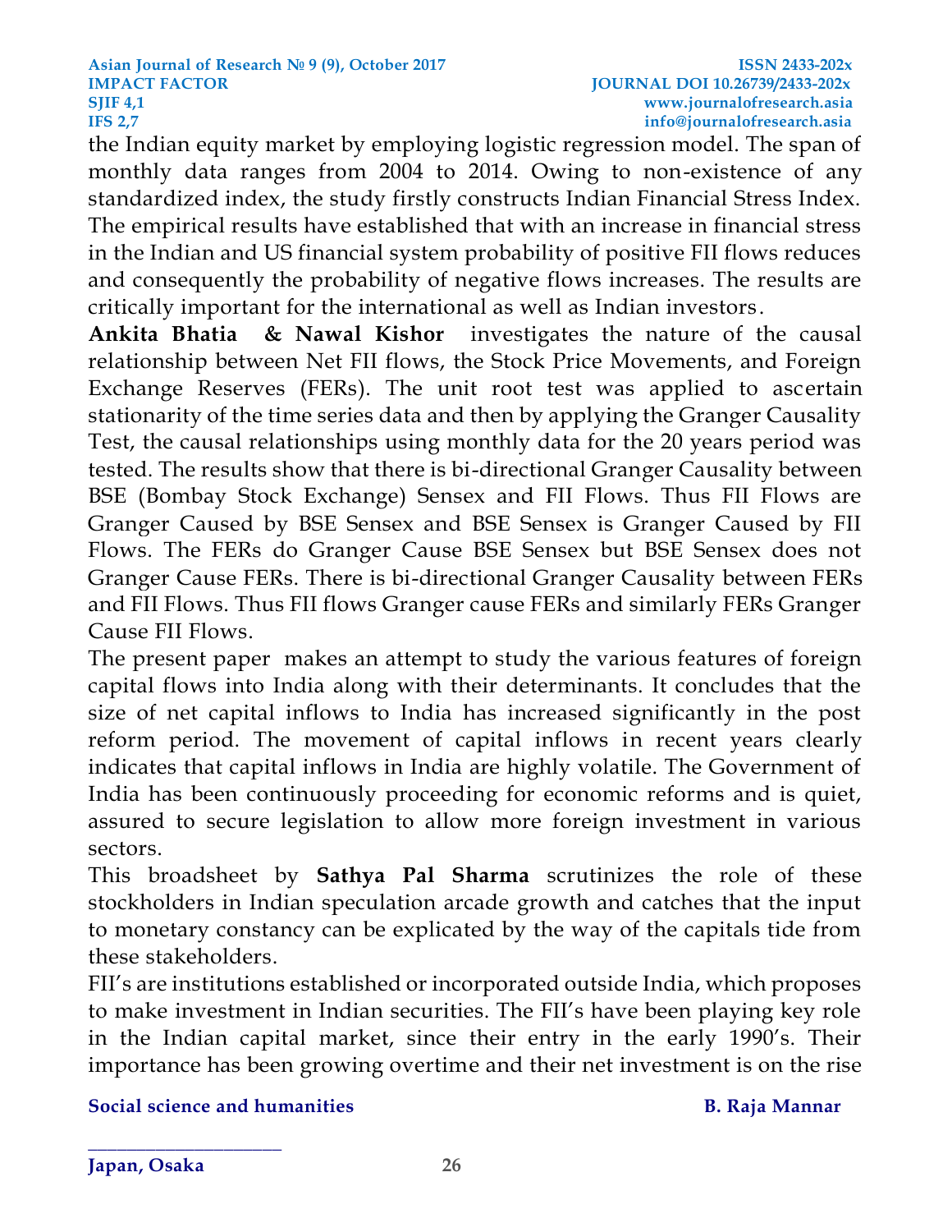the Indian equity market by employing logistic regression model. The span of monthly data ranges from 2004 to 2014. Owing to non-existence of any standardized index, the study firstly constructs Indian Financial Stress Index. The empirical results have established that with an increase in financial stress in the Indian and US financial system probability of positive FII flows reduces and consequently the probability of negative flows increases. The results are critically important for the international as well as Indian investors.

**Ankita Bhatia & Nawal Kishor** investigates the nature of the causal relationship between Net FII flows, the Stock Price Movements, and Foreign Exchange Reserves (FERs). The unit root test was applied to ascertain stationarity of the time series data and then by applying the Granger Causality Test, the causal relationships using monthly data for the 20 years period was tested. The results show that there is bi-directional Granger Causality between BSE (Bombay Stock Exchange) Sensex and FII Flows. Thus FII Flows are Granger Caused by BSE Sensex and BSE Sensex is Granger Caused by FII Flows. The FERs do Granger Cause BSE Sensex but BSE Sensex does not Granger Cause FERs. There is bi-directional Granger Causality between FERs and FII Flows. Thus FII flows Granger cause FERs and similarly FERs Granger Cause FII Flows.

The present paper makes an attempt to study the various features of foreign capital flows into India along with their determinants. It concludes that the size of net capital inflows to India has increased significantly in the post reform period. The movement of capital inflows in recent years clearly indicates that capital inflows in India are highly volatile. The Government of India has been continuously proceeding for economic reforms and is quiet, assured to secure legislation to allow more foreign investment in various sectors.

This broadsheet by **Sathya Pal Sharma** scrutinizes the role of these stockholders in Indian speculation arcade growth and catches that the input to monetary constancy can be explicated by the way of the capitals tide from these stakeholders.

FII's are institutions established or incorporated outside India, which proposes to make investment in Indian securities. The FII's have been playing key role in the Indian capital market, since their entry in the early 1990's. Their importance has been growing overtime and their net investment is on the rise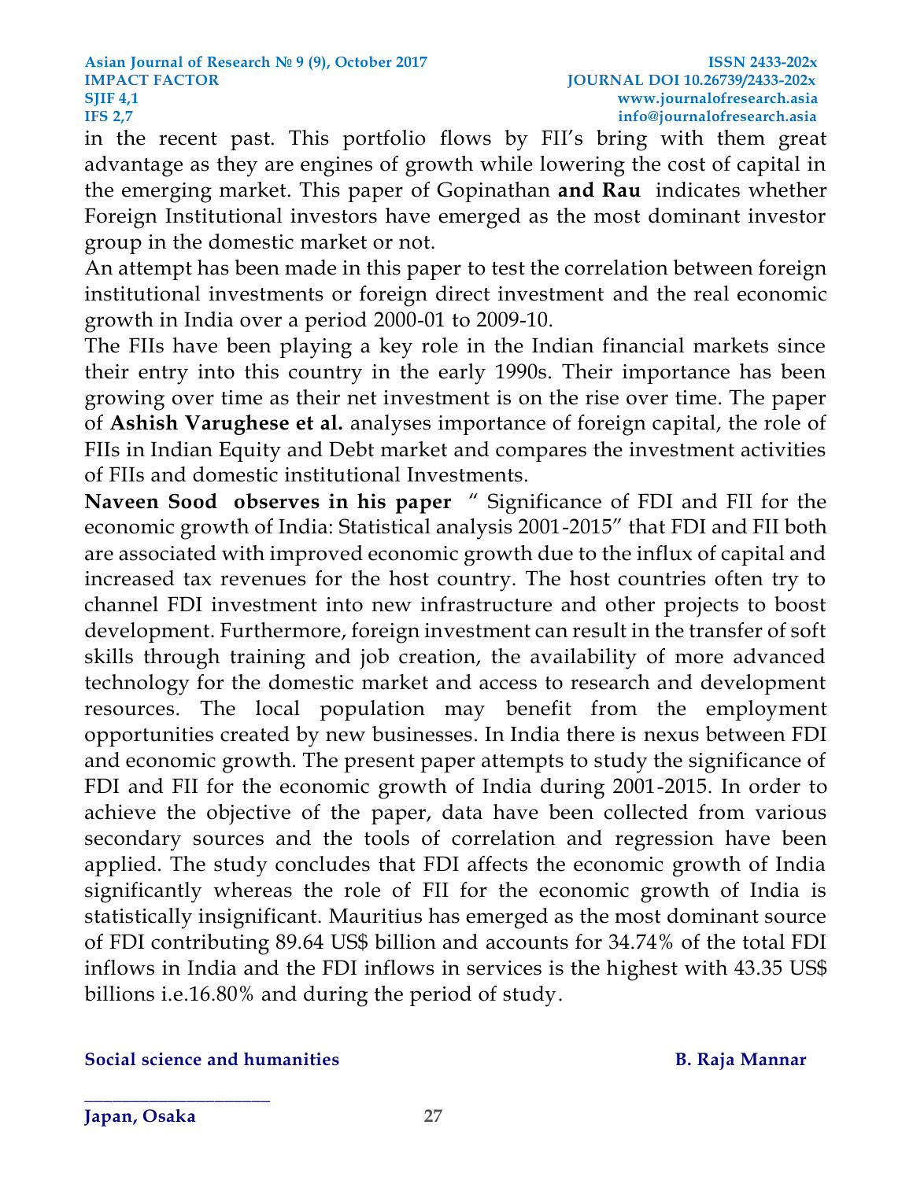in the recent past. This portfolio flows by FII's bring with them great advantage as they are engines of growth while lowering the cost of capital in the emerging market. This paper of Gopinathan **and Rau** indicates whether Foreign Institutional investors have emerged as the most dominant investor group in the domestic market or not.

An attempt has been made in this paper to test the correlation between foreign institutional investments or foreign direct investment and the real economic growth in India over a period 2000-01 to 2009-10.

The FIIs have been playing a key role in the Indian financial markets since their entry into this country in the early 1990s. Their importance has been growing over time as their net investment is on the rise over time. The paper of **Ashish Varughese et al.** analyses importance of foreign capital, the role of FIIs in Indian Equity and Debt market and compares the investment activities of FIIs and domestic institutional Investments.

**Naveen Sood observes in his paper** " Significance of FDI and FII for the economic growth of India: Statistical analysis 2001-2015" that FDI and FII both are associated with improved economic growth due to the influx of capital and increased tax revenues for the host country. The host countries often try to channel FDI investment into new infrastructure and other projects to boost development. Furthermore, foreign investment can result in the transfer of soft skills through training and job creation, the availability of more advanced technology for the domestic market and access to research and development resources. The local population may benefit from the employment opportunities created by new businesses. In India there is nexus between FDI and economic growth. The present paper attempts to study the significance of FDI and FII for the economic growth of India during 2001-2015. In order to achieve the objective of the paper, data have been collected from various secondary sources and the tools of correlation and regression have been applied. The study concludes that FDI affects the economic growth of India significantly whereas the role of FII for the economic growth of India is statistically insignificant. Mauritius has emerged as the most dominant source of FDI contributing 89.64 US$ billion and accounts for 34.74% of the total FDI inflows in India and the FDI inflows in services is the highest with 43.35 US$ billions i.e.16.80% and during the period of study.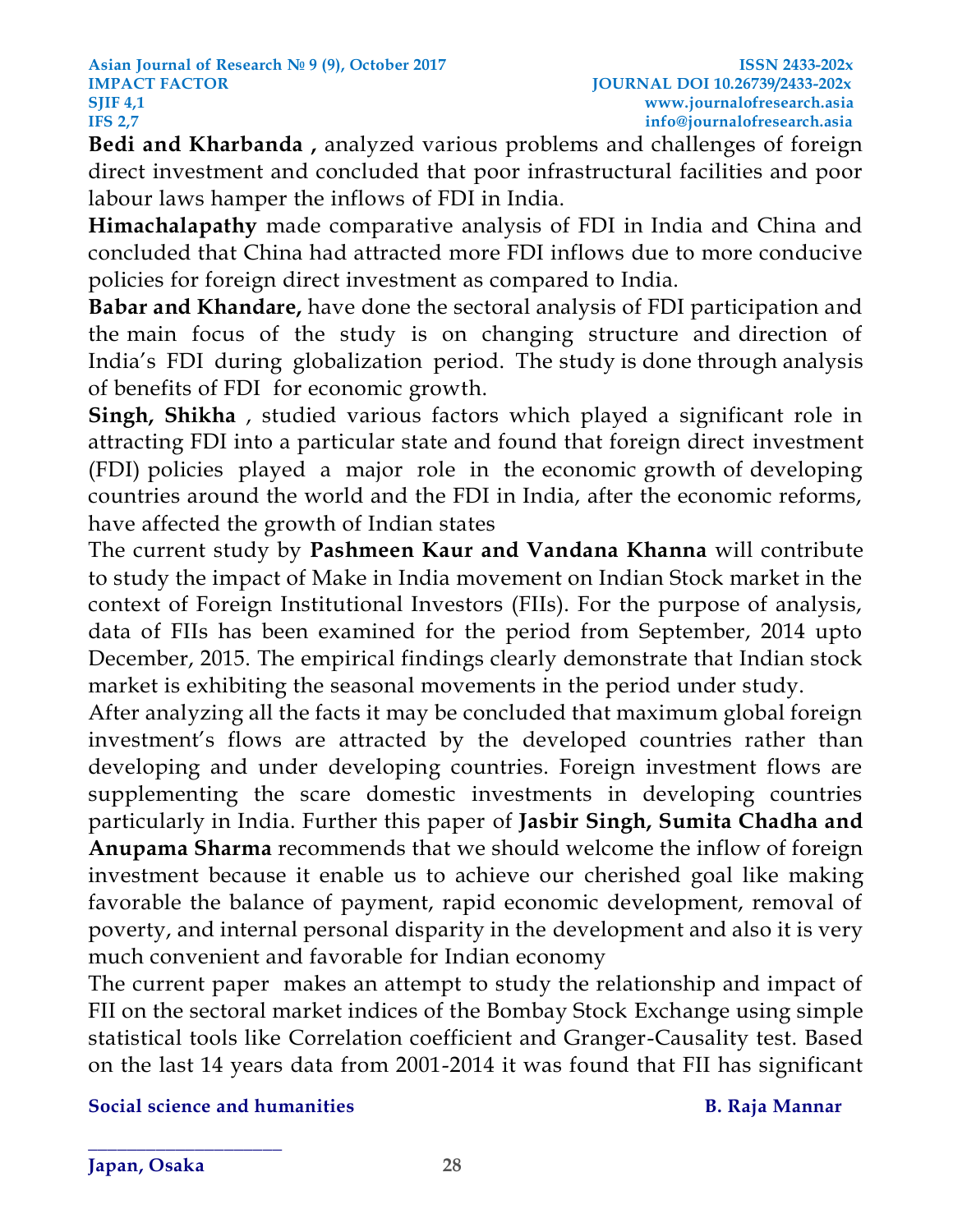**Bedi and Kharbanda ,** analyzed various problems and challenges of foreign direct investment and concluded that poor infrastructural facilities and poor labour laws hamper the inflows of FDI in India.

**Himachalapathy** made comparative analysis of FDI in India and China and concluded that China had attracted more FDI inflows due to more conducive policies for foreign direct investment as compared to India.

**Babar and Khandare,** have done the sectoral analysis of FDI participation and the main focus of the study is on changing structure and direction of India's FDI during globalization period. The study is done through analysis of benefits of FDI for economic growth.

**Singh, Shikha** , studied various factors which played a significant role in attracting FDI into a particular state and found that foreign direct investment (FDI) policies played a major role in the economic growth of developing countries around the world and the FDI in India, after the economic reforms, have affected the growth of Indian states

The current study by **Pashmeen Kaur and Vandana Khanna** will contribute to study the impact of Make in India movement on Indian Stock market in the context of Foreign Institutional Investors (FIIs). For the purpose of analysis, data of FIIs has been examined for the period from September, 2014 upto December, 2015. The empirical findings clearly demonstrate that Indian stock market is exhibiting the seasonal movements in the period under study.

After analyzing all the facts it may be concluded that maximum global foreign investment's flows are attracted by the developed countries rather than developing and under developing countries. Foreign investment flows are supplementing the scare domestic investments in developing countries particularly in India. Further this paper of **Jasbir Singh, Sumita Chadha and Anupama Sharma** recommends that we should welcome the inflow of foreign investment because it enable us to achieve our cherished goal like making favorable the balance of payment, rapid economic development, removal of poverty, and internal personal disparity in the development and also it is very much convenient and favorable for Indian economy

The current paper makes an attempt to study the relationship and impact of FII on the sectoral market indices of the Bombay Stock Exchange using simple statistical tools like Correlation coefficient and Granger-Causality test. Based on the last 14 years data from 2001-2014 it was found that FII has significant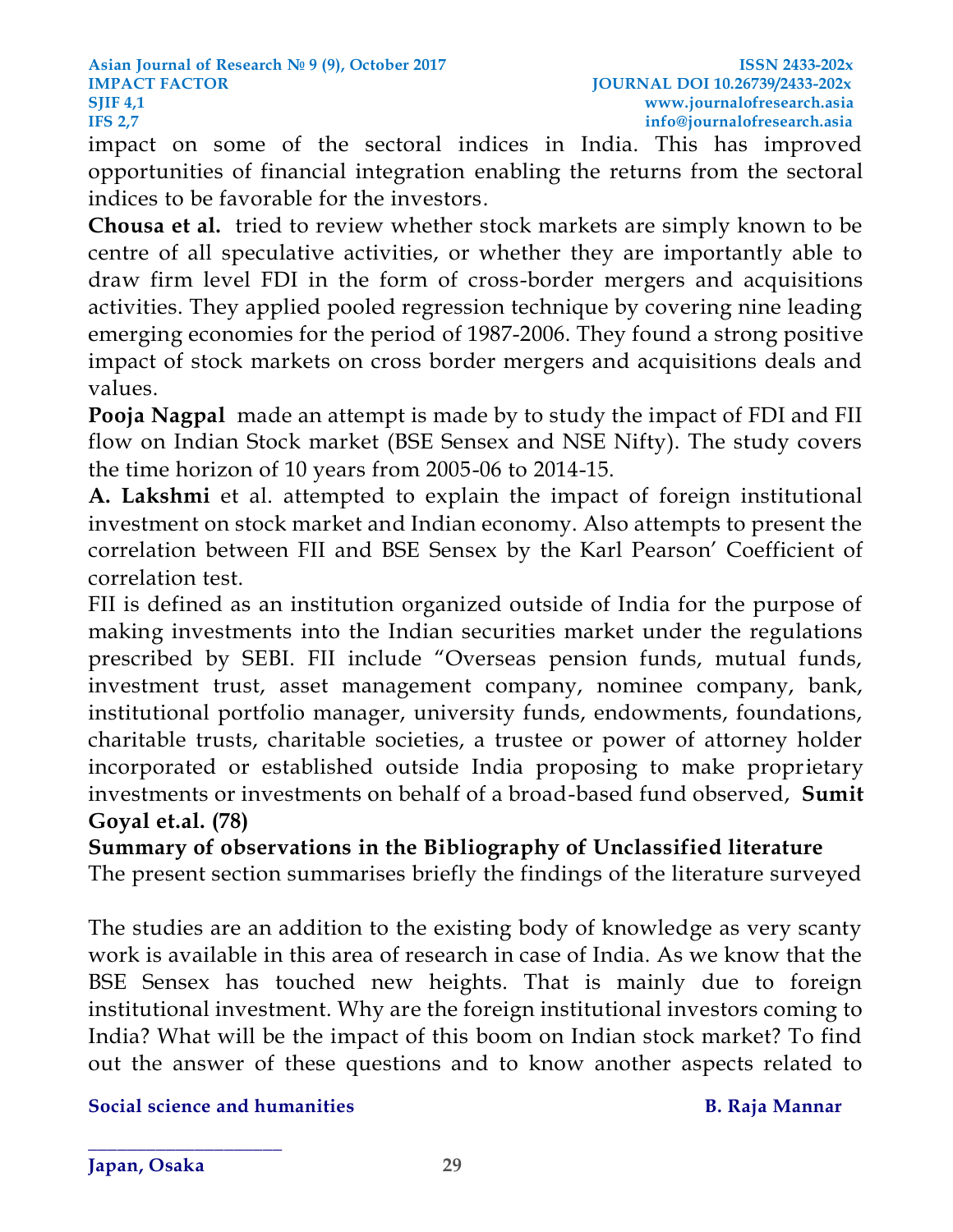impact on some of the sectoral indices in India. This has improved opportunities of financial integration enabling the returns from the sectoral indices to be favorable for the investors.

**Chousa et al.** tried to review whether stock markets are simply known to be centre of all speculative activities, or whether they are importantly able to draw firm level FDI in the form of cross-border mergers and acquisitions activities. They applied pooled regression technique by covering nine leading emerging economies for the period of 1987-2006. They found a strong positive impact of stock markets on cross border mergers and acquisitions deals and values.

**Pooja Nagpal** made an attempt is made by to study the impact of FDI and FII flow on Indian Stock market (BSE Sensex and NSE Nifty). The study covers the time horizon of 10 years from 2005-06 to 2014-15.

**A. Lakshmi** et al. attempted to explain the impact of foreign institutional investment on stock market and Indian economy. Also attempts to present the correlation between FII and BSE Sensex by the Karl Pearson' Coefficient of correlation test.

FII is defined as an institution organized outside of India for the purpose of making investments into the Indian securities market under the regulations prescribed by SEBI. FII include "Overseas pension funds, mutual funds, investment trust, asset management company, nominee company, bank, institutional portfolio manager, university funds, endowments, foundations, charitable trusts, charitable societies, a trustee or power of attorney holder incorporated or established outside India proposing to make proprietary investments or investments on behalf of a broad-based fund observed, **Sumit Goyal et.al. (78)**

**Summary of observations in the Bibliography of Unclassified literature**

The present section summarises briefly the findings of the literature surveyed

The studies are an addition to the existing body of knowledge as very scanty work is available in this area of research in case of India. As we know that the BSE Sensex has touched new heights. That is mainly due to foreign institutional investment. Why are the foreign institutional investors coming to India? What will be the impact of this boom on Indian stock market? To find out the answer of these questions and to know another aspects related to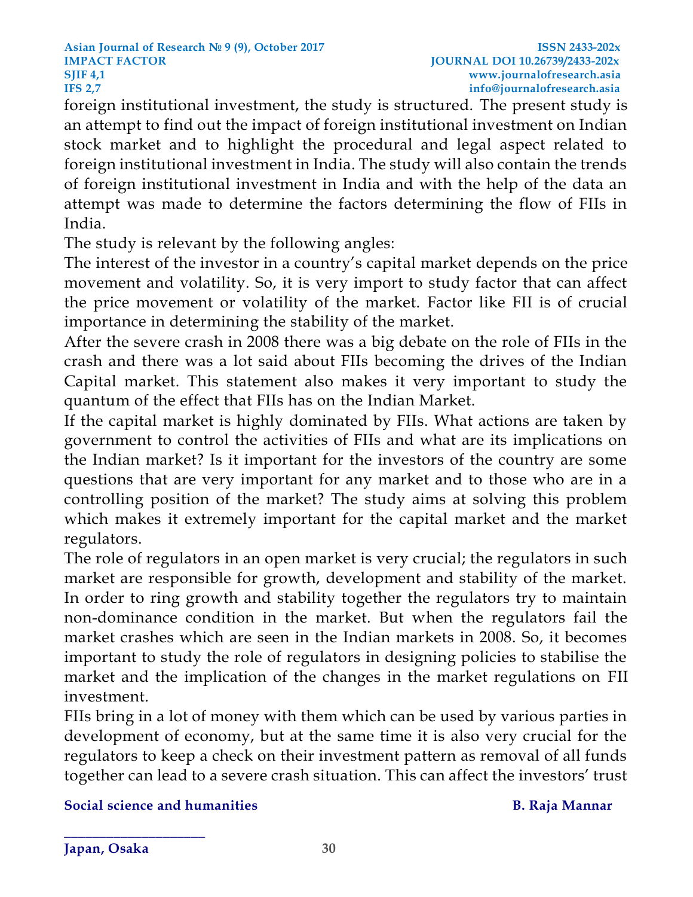foreign institutional investment, the study is structured. The present study is an attempt to find out the impact of foreign institutional investment on Indian stock market and to highlight the procedural and legal aspect related to foreign institutional investment in India. The study will also contain the trends of foreign institutional investment in India and with the help of the data an attempt was made to determine the factors determining the flow of FIIs in India.

The study is relevant by the following angles:

The interest of the investor in a country's capital market depends on the price movement and volatility. So, it is very import to study factor that can affect the price movement or volatility of the market. Factor like FII is of crucial importance in determining the stability of the market.

After the severe crash in 2008 there was a big debate on the role of FIIs in the crash and there was a lot said about FIIs becoming the drives of the Indian Capital market. This statement also makes it very important to study the quantum of the effect that FIIs has on the Indian Market.

If the capital market is highly dominated by FIIs. What actions are taken by government to control the activities of FIIs and what are its implications on the Indian market? Is it important for the investors of the country are some questions that are very important for any market and to those who are in a controlling position of the market? The study aims at solving this problem which makes it extremely important for the capital market and the market regulators.

The role of regulators in an open market is very crucial; the regulators in such market are responsible for growth, development and stability of the market. In order to ring growth and stability together the regulators try to maintain non-dominance condition in the market. But when the regulators fail the market crashes which are seen in the Indian markets in 2008. So, it becomes important to study the role of regulators in designing policies to stabilise the market and the implication of the changes in the market regulations on FII investment.

FIIs bring in a lot of money with them which can be used by various parties in development of economy, but at the same time it is also very crucial for the regulators to keep a check on their investment pattern as removal of all funds together can lead to a severe crash situation. This can affect the investors' trust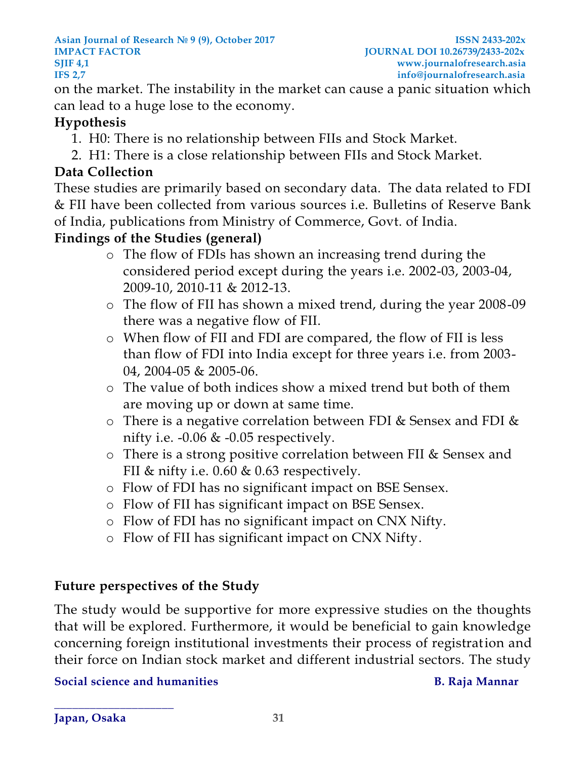on the market. The instability in the market can cause a panic situation which can lead to a huge lose to the economy.

**Hypothesis**

1. H0: There is no relationship between FIIs and Stock Market.
2. H1: There is a close relationship between FIIs and Stock Market.

**Data Collection**

These studies are primarily based on secondary data. The data related to FDI & FII have been collected from various sources i.e. Bulletins of Reserve Bank of India, publications from Ministry of Commerce, Govt. of India.

**Findings of the Studies (general)**

- The flow of FDIs has shown an increasing trend during the considered period except during the years i.e. 2002-03, 2003-04, 2009-10, 2010-11 & 2012-13.
- The flow of FII has shown a mixed trend, during the year 2008-09 there was a negative flow of FII.
- When flow of FII and FDI are compared, the flow of FII is less than flow of FDI into India except for three years i.e. from 2003-04, 2004-05 & 2005-06.
- The value of both indices show a mixed trend but both of them are moving up or down at same time.
- There is a negative correlation between FDI & Sensex and FDI & nifty i.e. -0.06 & -0.05 respectively.
- There is a strong positive correlation between FII & Sensex and FII & nifty i.e. 0.60 & 0.63 respectively.
- Flow of FDI has no significant impact on BSE Sensex.
- Flow of FII has significant impact on BSE Sensex.
- Flow of FDI has no significant impact on CNX Nifty.
- Flow of FII has significant impact on CNX Nifty.

**Future perspectives of the Study**

The study would be supportive for more expressive studies on the thoughts that will be explored. Furthermore, it would be beneficial to gain knowledge concerning foreign institutional investments their process of registration and their force on Indian stock market and different industrial sectors. The study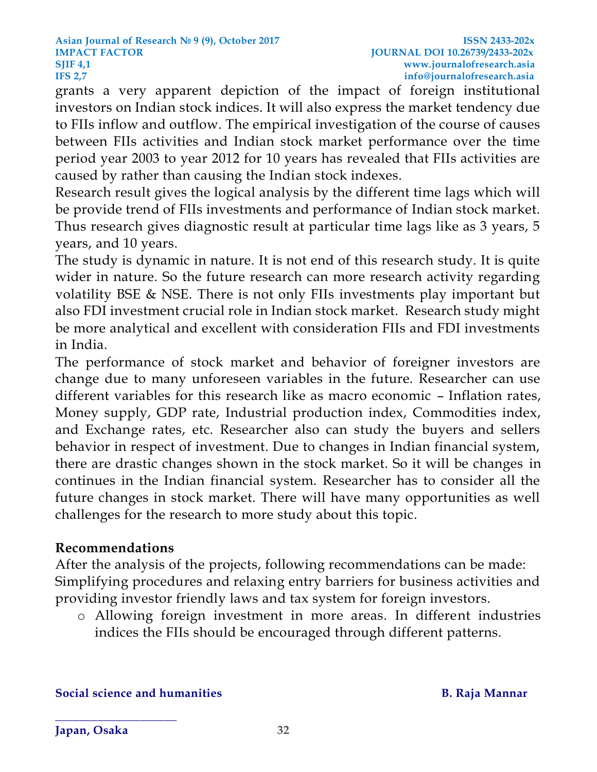grants a very apparent depiction of the impact of foreign institutional investors on Indian stock indices. It will also express the market tendency due to FIIs inflow and outflow. The empirical investigation of the course of causes between FIIs activities and Indian stock market performance over the time period year 2003 to year 2012 for 10 years has revealed that FIIs activities are caused by rather than causing the Indian stock indexes.

Research result gives the logical analysis by the different time lags which will be provide trend of FIIs investments and performance of Indian stock market. Thus research gives diagnostic result at particular time lags like as 3 years, 5 years, and 10 years.

The study is dynamic in nature. It is not end of this research study. It is quite wider in nature. So the future research can more research activity regarding volatility BSE & NSE. There is not only FIIs investments play important but also FDI investment crucial role in Indian stock market. Research study might be more analytical and excellent with consideration FIIs and FDI investments in India.

The performance of stock market and behavior of foreigner investors are change due to many unforeseen variables in the future. Researcher can use different variables for this research like as macro economic – Inflation rates, Money supply, GDP rate, Industrial production index, Commodities index, and Exchange rates, etc. Researcher also can study the buyers and sellers behavior in respect of investment. Due to changes in Indian financial system, there are drastic changes shown in the stock market. So it will be changes in continues in the Indian financial system. Researcher has to consider all the future changes in stock market. There will have many opportunities as well challenges for the research to more study about this topic.

## Recommendations

After the analysis of the projects, following recommendations can be made:

Simplifying procedures and relaxing entry barriers for business activities and providing investor friendly laws and tax system for foreign investors.

- Allowing foreign investment in more areas. In different industries indices the FIIs should be encouraged through different patterns.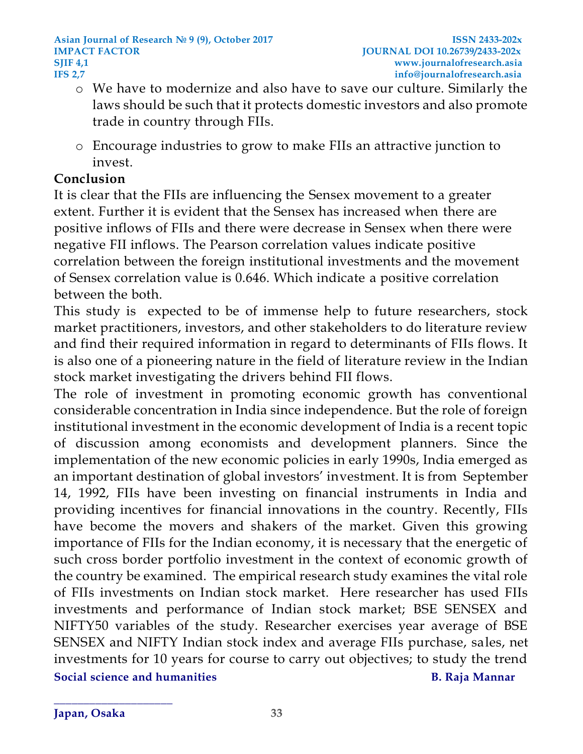- We have to modernize and also have to save our culture. Similarly the laws should be such that it protects domestic investors and also promote trade in country through FIIs.
- Encourage industries to grow to make FIIs an attractive junction to invest.

**Conclusion**

It is clear that the FIIs are influencing the Sensex movement to a greater extent. Further it is evident that the Sensex has increased when there are positive inflows of FIIs and there were decrease in Sensex when there were negative FII inflows. The Pearson correlation values indicate positive correlation between the foreign institutional investments and the movement of Sensex correlation value is 0.646. Which indicate a positive correlation between the both.

This study is expected to be of immense help to future researchers, stock market practitioners, investors, and other stakeholders to do literature review and find their required information in regard to determinants of FIIs flows. It is also one of a pioneering nature in the field of literature review in the Indian stock market investigating the drivers behind FII flows.

The role of investment in promoting economic growth has conventional considerable concentration in India since independence. But the role of foreign institutional investment in the economic development of India is a recent topic of discussion among economists and development planners. Since the implementation of the new economic policies in early 1990s, India emerged as an important destination of global investors' investment. It is from September 14, 1992, FIIs have been investing on financial instruments in India and providing incentives for financial innovations in the country. Recently, FIIs have become the movers and shakers of the market. Given this growing importance of FIIs for the Indian economy, it is necessary that the energetic of such cross border portfolio investment in the context of economic growth of the country be examined. The empirical research study examines the vital role of FIIs investments on Indian stock market. Here researcher has used FIIs investments and performance of Indian stock market; BSE SENSEX and NIFTY50 variables of the study. Researcher exercises year average of BSE SENSEX and NIFTY Indian stock index and average FIIs purchase, sales, net investments for 10 years for course to carry out objectives; to study the trend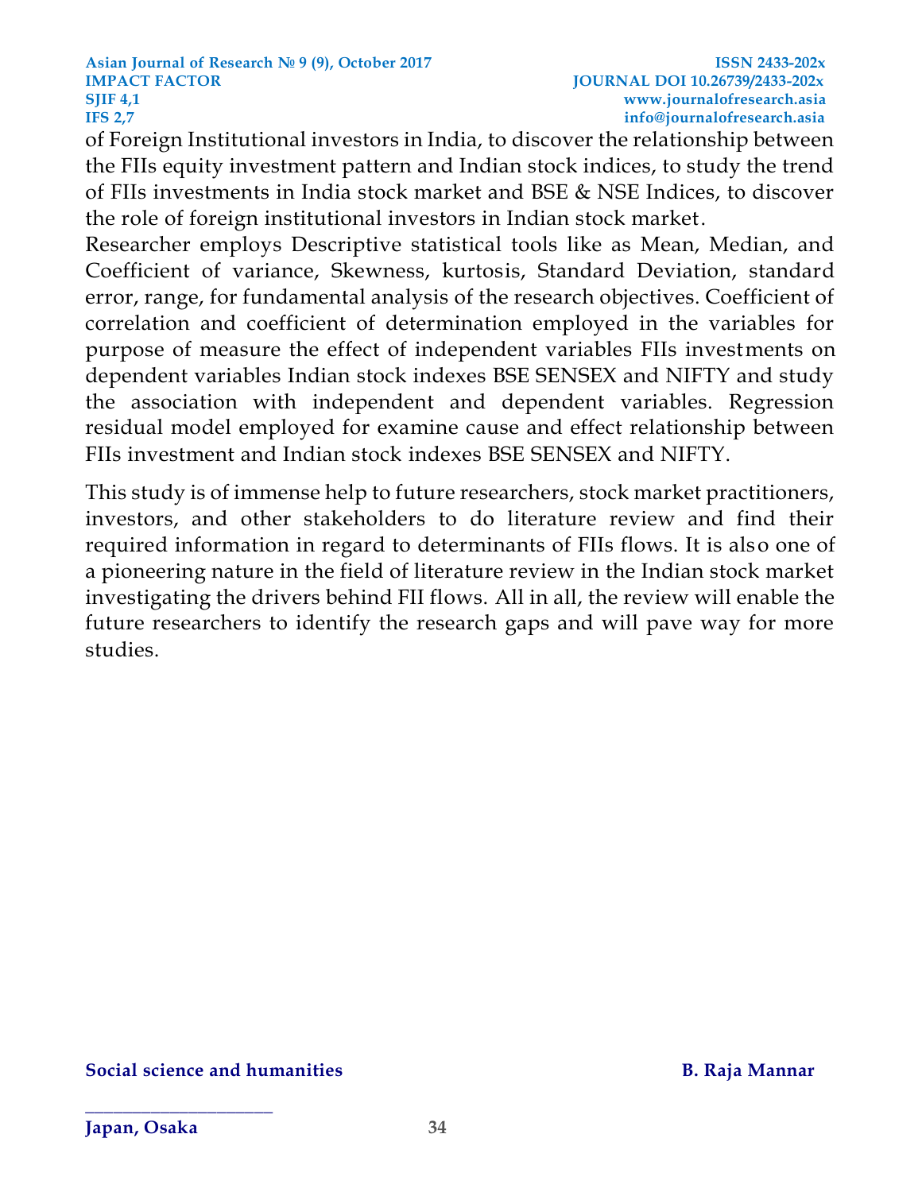of Foreign Institutional investors in India, to discover the relationship between the FIIs equity investment pattern and Indian stock indices, to study the trend of FIIs investments in India stock market and BSE & NSE Indices, to discover the role of foreign institutional investors in Indian stock market.

Researcher employs Descriptive statistical tools like as Mean, Median, and Coefficient of variance, Skewness, kurtosis, Standard Deviation, standard error, range, for fundamental analysis of the research objectives. Coefficient of correlation and coefficient of determination employed in the variables for purpose of measure the effect of independent variables FIIs investments on dependent variables Indian stock indexes BSE SENSEX and NIFTY and study the association with independent and dependent variables. Regression residual model employed for examine cause and effect relationship between FIIs investment and Indian stock indexes BSE SENSEX and NIFTY.

This study is of immense help to future researchers, stock market practitioners, investors, and other stakeholders to do literature review and find their required information in regard to determinants of FIIs flows. It is also one of a pioneering nature in the field of literature review in the Indian stock market investigating the drivers behind FII flows. All in all, the review will enable the future researchers to identify the research gaps and will pave way for more studies.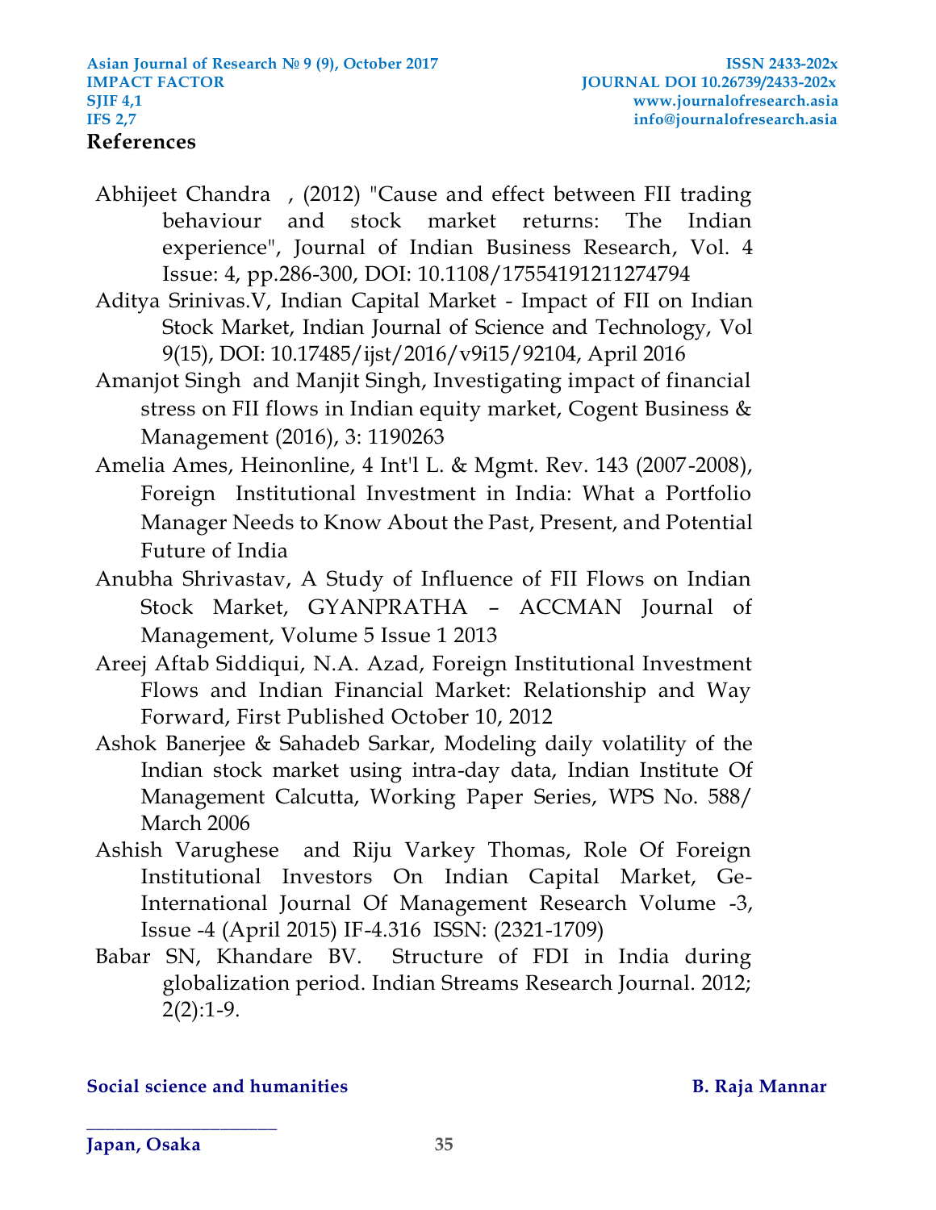**References**

Abhijeet Chandra , (2012) "Cause and effect between FII trading behaviour and stock market returns: The Indian experience", Journal of Indian Business Research, Vol. 4 Issue: 4, pp.286-300, DOI: 10.1108/17554191211274794

Aditya Srinivas.V, Indian Capital Market - Impact of FII on Indian Stock Market, Indian Journal of Science and Technology, Vol 9(15), DOI: 10.17485/ijst/2016/v9i15/92104, April 2016

Amanjot Singh and Manjit Singh, Investigating impact of financial stress on FII flows in Indian equity market, Cogent Business & Management (2016), 3: 1190263

Amelia Ames, Heinonline, 4 Int'l L. & Mgmt. Rev. 143 (2007-2008), Foreign Institutional Investment in India: What a Portfolio Manager Needs to Know About the Past, Present, and Potential Future of India

Anubha Shrivastav, A Study of Influence of FII Flows on Indian Stock Market, GYANPRATHA – ACCMAN Journal of Management, Volume 5 Issue 1 2013

Areej Aftab Siddiqui, N.A. Azad, Foreign Institutional Investment Flows and Indian Financial Market: Relationship and Way Forward, First Published October 10, 2012

Ashok Banerjee & Sahadeb Sarkar, Modeling daily volatility of the Indian stock market using intra-day data, Indian Institute Of Management Calcutta, Working Paper Series, WPS No. 588/ March 2006

Ashish Varughese and Riju Varkey Thomas, Role Of Foreign Institutional Investors On Indian Capital Market, Ge-International Journal Of Management Research Volume -3, Issue -4 (April 2015) IF-4.316 ISSN: (2321-1709)

Babar SN, Khandare BV. Structure of FDI in India during globalization period. Indian Streams Research Journal. 2012; 2(2):1-9.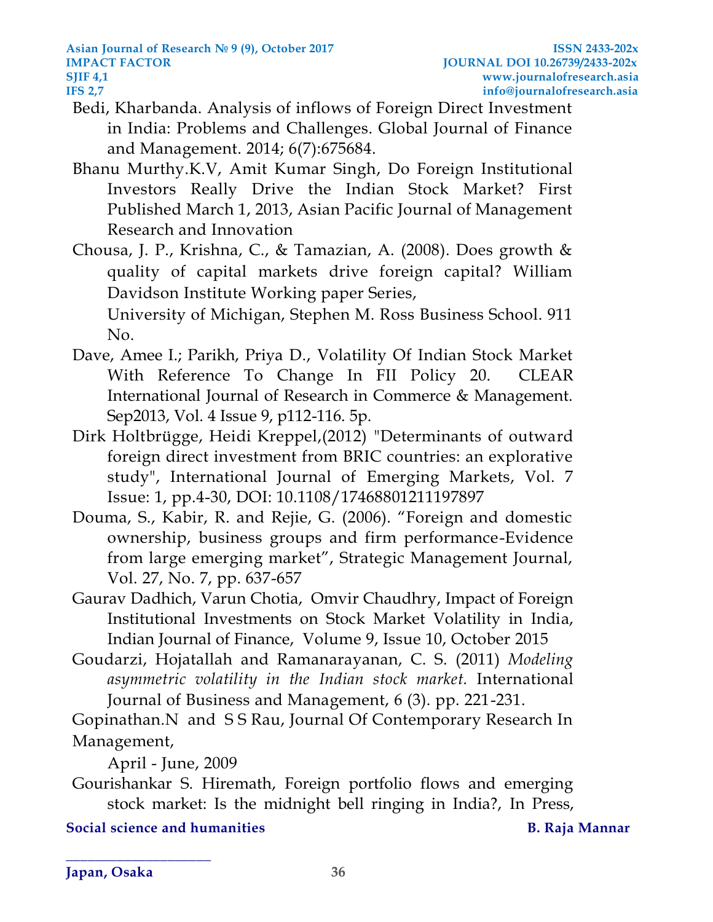Bedi, Kharbanda. Analysis of inflows of Foreign Direct Investment in India: Problems and Challenges. Global Journal of Finance and Management. 2014; 6(7):675684.

Bhanu Murthy.K.V, Amit Kumar Singh, Do Foreign Institutional Investors Really Drive the Indian Stock Market? First Published March 1, 2013, Asian Pacific Journal of Management Research and Innovation

Chousa, J. P., Krishna, C., & Tamazian, A. (2008). Does growth & quality of capital markets drive foreign capital? William Davidson Institute Working paper Series,
University of Michigan, Stephen M. Ross Business School. 911 No.

Dave, Amee I.; Parikh, Priya D., Volatility Of Indian Stock Market With Reference To Change In FII Policy 20. CLEAR International Journal of Research in Commerce & Management. Sep2013, Vol. 4 Issue 9, p112-116. 5p.

Dirk Holtbrügge, Heidi Kreppel,(2012) "Determinants of outward foreign direct investment from BRIC countries: an explorative study", International Journal of Emerging Markets, Vol. 7 Issue: 1, pp.4-30, DOI: 10.1108/17468801211197897

Douma, S., Kabir, R. and Rejie, G. (2006). "Foreign and domestic ownership, business groups and firm performance-Evidence from large emerging market", Strategic Management Journal, Vol. 27, No. 7, pp. 637-657

Gaurav Dadhich, Varun Chotia, Omvir Chaudhry, Impact of Foreign Institutional Investments on Stock Market Volatility in India, Indian Journal of Finance, Volume 9, Issue 10, October 2015

Goudarzi, Hojatallah and Ramanarayanan, C. S. (2011) *Modeling asymmetric volatility in the Indian stock market.* International Journal of Business and Management, 6 (3). pp. 221-231.

Gopinathan.N and S S Rau, Journal Of Contemporary Research In Management,
April - June, 2009

Gourishankar S. Hiremath, Foreign portfolio flows and emerging stock market: Is the midnight bell ringing in India?, In Press,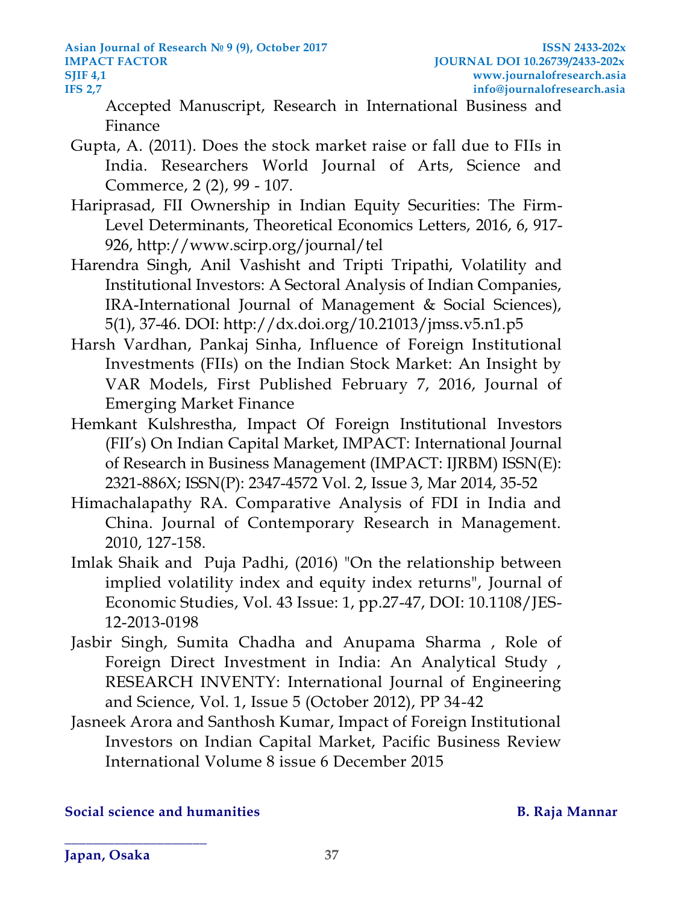Accepted Manuscript, Research in International Business and Finance

Gupta, A. (2011). Does the stock market raise or fall due to FIIs in India. Researchers World Journal of Arts, Science and Commerce, 2 (2), 99 - 107.

Hariprasad, FII Ownership in Indian Equity Securities: The Firm-Level Determinants, Theoretical Economics Letters, 2016, 6, 917-926, http://www.scirp.org/journal/tel

Harendra Singh, Anil Vashisht and Tripti Tripathi, Volatility and Institutional Investors: A Sectoral Analysis of Indian Companies, IRA-International Journal of Management & Social Sciences), 5(1), 37-46. DOI: http://dx.doi.org/10.21013/jmss.v5.n1.p5

Harsh Vardhan, Pankaj Sinha, Influence of Foreign Institutional Investments (FIIs) on the Indian Stock Market: An Insight by VAR Models, First Published February 7, 2016, Journal of Emerging Market Finance

Hemkant Kulshrestha, Impact Of Foreign Institutional Investors (FII's) On Indian Capital Market, IMPACT: International Journal of Research in Business Management (IMPACT: IJRBM) ISSN(E): 2321-886X; ISSN(P): 2347-4572 Vol. 2, Issue 3, Mar 2014, 35-52

Himachalapathy RA. Comparative Analysis of FDI in India and China. Journal of Contemporary Research in Management. 2010, 127-158.

Imlak Shaik and Puja Padhi, (2016) "On the relationship between implied volatility index and equity index returns", Journal of Economic Studies, Vol. 43 Issue: 1, pp.27-47, DOI: 10.1108/JES-12-2013-0198

Jasbir Singh, Sumita Chadha and Anupama Sharma , Role of Foreign Direct Investment in India: An Analytical Study , RESEARCH INVENTY: International Journal of Engineering and Science, Vol. 1, Issue 5 (October 2012), PP 34-42

Jasneek Arora and Santhosh Kumar, Impact of Foreign Institutional Investors on Indian Capital Market, Pacific Business Review International Volume 8 issue 6 December 2015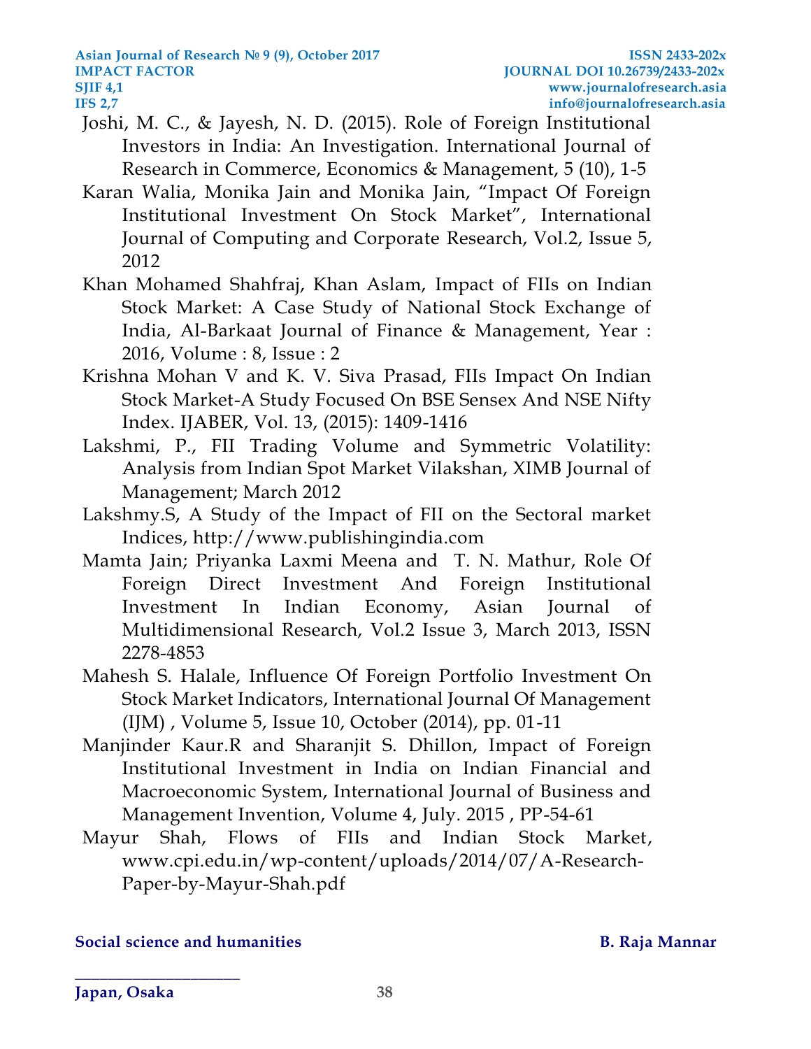Joshi, M. C., & Jayesh, N. D. (2015). Role of Foreign Institutional Investors in India: An Investigation. International Journal of Research in Commerce, Economics & Management, 5 (10), 1-5

Karan Walia, Monika Jain and Monika Jain, "Impact Of Foreign Institutional Investment On Stock Market", International Journal of Computing and Corporate Research, Vol.2, Issue 5, 2012

Khan Mohamed Shahfraj, Khan Aslam, Impact of FIIs on Indian Stock Market: A Case Study of National Stock Exchange of India, Al-Barkaat Journal of Finance & Management, Year : 2016, Volume : 8, Issue : 2

Krishna Mohan V and K. V. Siva Prasad, FIIs Impact On Indian Stock Market-A Study Focused On BSE Sensex And NSE Nifty Index. IJABER, Vol. 13, (2015): 1409-1416

Lakshmi, P., FII Trading Volume and Symmetric Volatility: Analysis from Indian Spot Market Vilakshan, XIMB Journal of Management; March 2012

Lakshmy.S, A Study of the Impact of FII on the Sectoral market Indices, http://www.publishingindia.com

Mamta Jain; Priyanka Laxmi Meena and T. N. Mathur, Role Of Foreign Direct Investment And Foreign Institutional Investment In Indian Economy, Asian Journal of Multidimensional Research, Vol.2 Issue 3, March 2013, ISSN 2278-4853

Mahesh S. Halale, Influence Of Foreign Portfolio Investment On Stock Market Indicators, International Journal Of Management (IJM) , Volume 5, Issue 10, October (2014), pp. 01-11

Manjinder Kaur.R and Sharanjit S. Dhillon, Impact of Foreign Institutional Investment in India on Indian Financial and Macroeconomic System, International Journal of Business and Management Invention, Volume 4, July. 2015 , PP-54-61

Mayur Shah, Flows of FIIs and Indian Stock Market, www.cpi.edu.in/wp-content/uploads/2014/07/A-Research-Paper-by-Mayur-Shah.pdf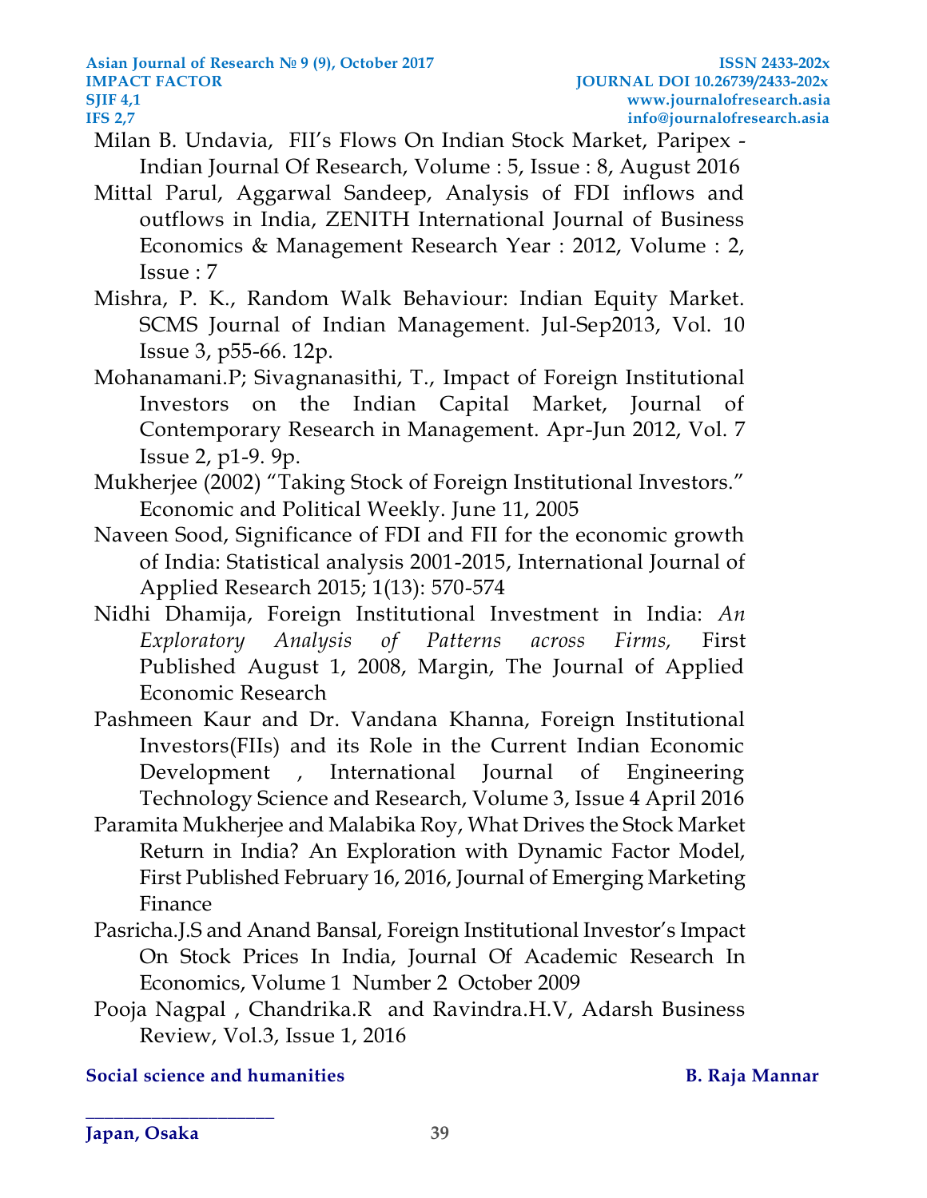Milan B. Undavia, FII's Flows On Indian Stock Market, Paripex - Indian Journal Of Research, Volume : 5, Issue : 8, August 2016

Mittal Parul, Aggarwal Sandeep, Analysis of FDI inflows and outflows in India, ZENITH International Journal of Business Economics & Management Research Year : 2012, Volume : 2, Issue : 7

Mishra, P. K., Random Walk Behaviour: Indian Equity Market. SCMS Journal of Indian Management. Jul-Sep2013, Vol. 10 Issue 3, p55-66. 12p.

Mohanamani.P; Sivagnanasithi, T., Impact of Foreign Institutional Investors on the Indian Capital Market, Journal of Contemporary Research in Management. Apr-Jun 2012, Vol. 7 Issue 2, p1-9. 9p.

Mukherjee (2002) "Taking Stock of Foreign Institutional Investors." Economic and Political Weekly. June 11, 2005

Naveen Sood, Significance of FDI and FII for the economic growth of India: Statistical analysis 2001-2015, International Journal of Applied Research 2015; 1(13): 570-574

Nidhi Dhamija, Foreign Institutional Investment in India: *An Exploratory Analysis of Patterns across Firms,* First Published August 1, 2008, Margin, The Journal of Applied Economic Research

Pashmeen Kaur and Dr. Vandana Khanna, Foreign Institutional Investors(FIIs) and its Role in the Current Indian Economic Development , International Journal of Engineering Technology Science and Research, Volume 3, Issue 4 April 2016

Paramita Mukherjee and Malabika Roy, What Drives the Stock Market Return in India? An Exploration with Dynamic Factor Model, First Published February 16, 2016, Journal of Emerging Marketing Finance

Pasricha.J.S and Anand Bansal, Foreign Institutional Investor's Impact On Stock Prices In India, Journal Of Academic Research In Economics, Volume 1 Number 2 October 2009

Pooja Nagpal , Chandrika.R and Ravindra.H.V, Adarsh Business Review, Vol.3, Issue 1, 2016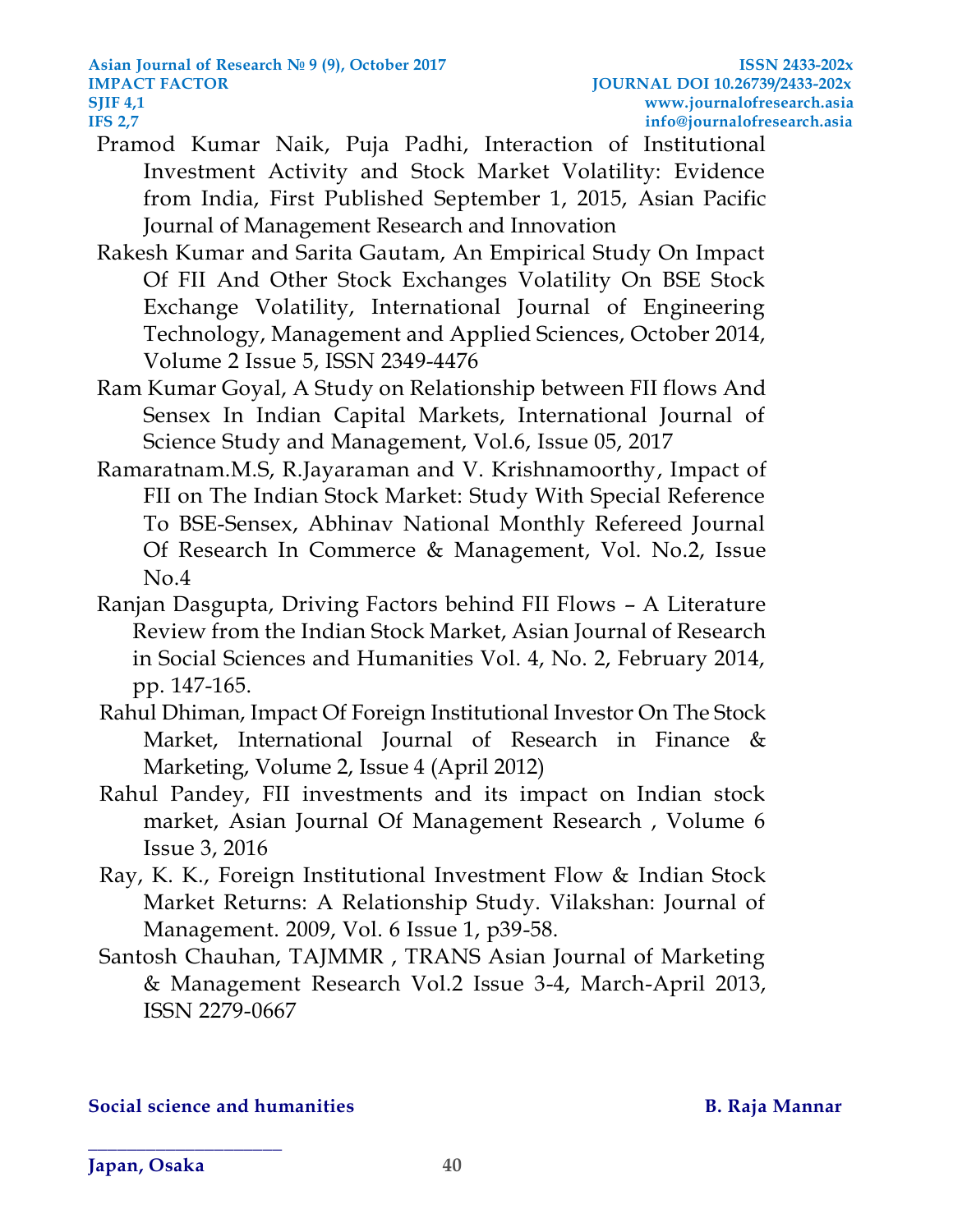Pramod Kumar Naik, Puja Padhi, Interaction of Institutional Investment Activity and Stock Market Volatility: Evidence from India, First Published September 1, 2015, Asian Pacific Journal of Management Research and Innovation

Rakesh Kumar and Sarita Gautam, An Empirical Study On Impact Of FII And Other Stock Exchanges Volatility On BSE Stock Exchange Volatility, International Journal of Engineering Technology, Management and Applied Sciences, October 2014, Volume 2 Issue 5, ISSN 2349-4476

Ram Kumar Goyal, A Study on Relationship between FII flows And Sensex In Indian Capital Markets, International Journal of Science Study and Management, Vol.6, Issue 05, 2017

Ramaratnam.M.S, R.Jayaraman and V. Krishnamoorthy, Impact of FII on The Indian Stock Market: Study With Special Reference To BSE-Sensex, Abhinav National Monthly Refereed Journal Of Research In Commerce & Management, Vol. No.2, Issue No.4

Ranjan Dasgupta, Driving Factors behind FII Flows – A Literature Review from the Indian Stock Market, Asian Journal of Research in Social Sciences and Humanities Vol. 4, No. 2, February 2014, pp. 147-165.

Rahul Dhiman, Impact Of Foreign Institutional Investor On The Stock Market, International Journal of Research in Finance & Marketing, Volume 2, Issue 4 (April 2012)

Rahul Pandey, FII investments and its impact on Indian stock market, Asian Journal Of Management Research , Volume 6 Issue 3, 2016

Ray, K. K., Foreign Institutional Investment Flow & Indian Stock Market Returns: A Relationship Study. Vilakshan: Journal of Management. 2009, Vol. 6 Issue 1, p39-58.

Santosh Chauhan, TAJMMR , TRANS Asian Journal of Marketing & Management Research Vol.2 Issue 3-4, March-April 2013, ISSN 2279-0667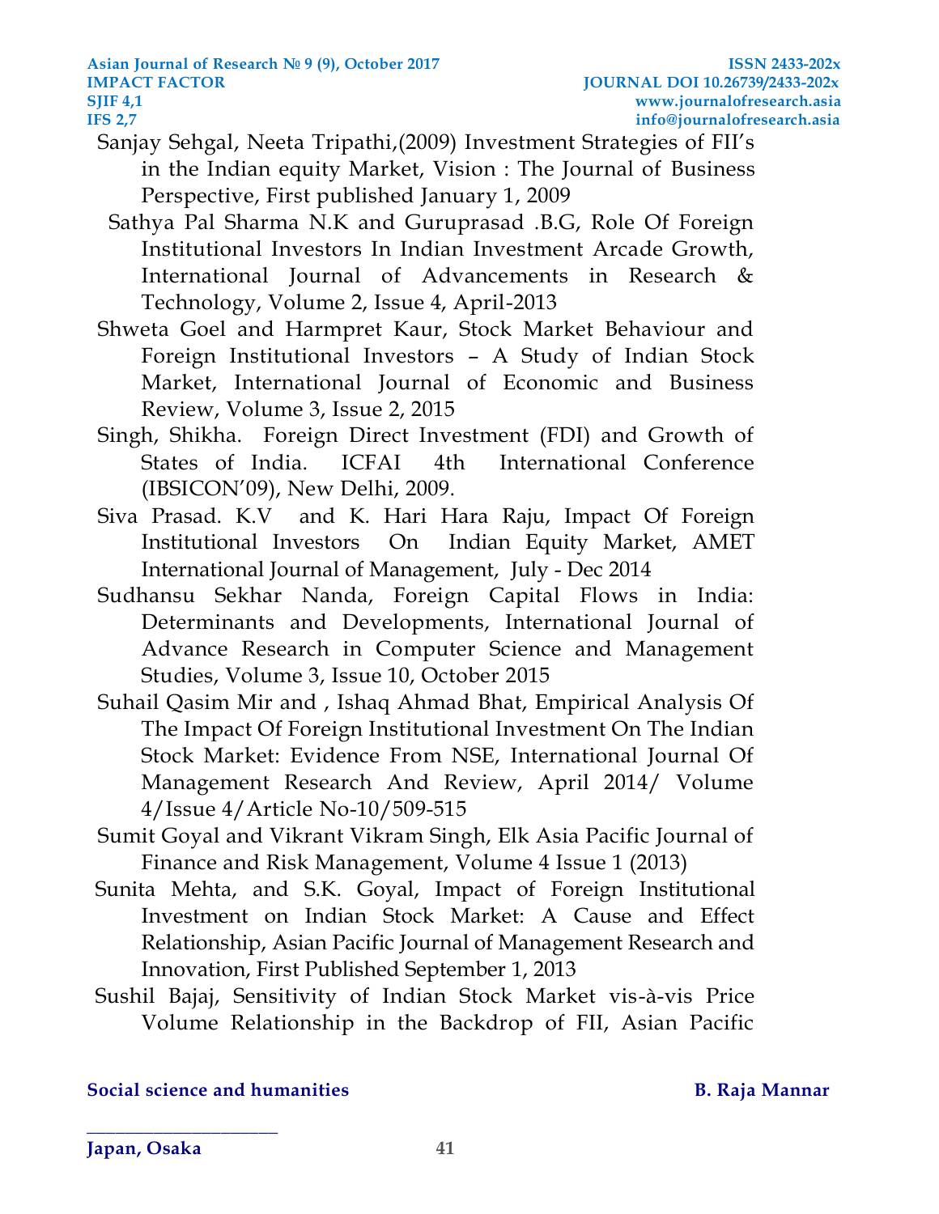Sanjay Sehgal, Neeta Tripathi,(2009) Investment Strategies of FII's in the Indian equity Market, Vision : The Journal of Business Perspective, First published January 1, 2009

Sathya Pal Sharma N.K and Guruprasad .B.G, Role Of Foreign Institutional Investors In Indian Investment Arcade Growth, International Journal of Advancements in Research & Technology, Volume 2, Issue 4, April-2013

Shweta Goel and Harmpret Kaur, Stock Market Behaviour and Foreign Institutional Investors – A Study of Indian Stock Market, International Journal of Economic and Business Review, Volume 3, Issue 2, 2015

Singh, Shikha. Foreign Direct Investment (FDI) and Growth of States of India. ICFAI 4th International Conference (IBSICON'09), New Delhi, 2009.

Siva Prasad. K.V and K. Hari Hara Raju, Impact Of Foreign Institutional Investors On Indian Equity Market, AMET International Journal of Management, July - Dec 2014

Sudhansu Sekhar Nanda, Foreign Capital Flows in India: Determinants and Developments, International Journal of Advance Research in Computer Science and Management Studies, Volume 3, Issue 10, October 2015

Suhail Qasim Mir and , Ishaq Ahmad Bhat, Empirical Analysis Of The Impact Of Foreign Institutional Investment On The Indian Stock Market: Evidence From NSE, International Journal Of Management Research And Review, April 2014/ Volume 4/Issue 4/Article No-10/509-515

Sumit Goyal and Vikrant Vikram Singh, Elk Asia Pacific Journal of Finance and Risk Management, Volume 4 Issue 1 (2013)

Sunita Mehta, and S.K. Goyal, Impact of Foreign Institutional Investment on Indian Stock Market: A Cause and Effect Relationship, Asian Pacific Journal of Management Research and Innovation, First Published September 1, 2013

Sushil Bajaj, Sensitivity of Indian Stock Market vis-à-vis Price Volume Relationship in the Backdrop of FII, Asian Pacific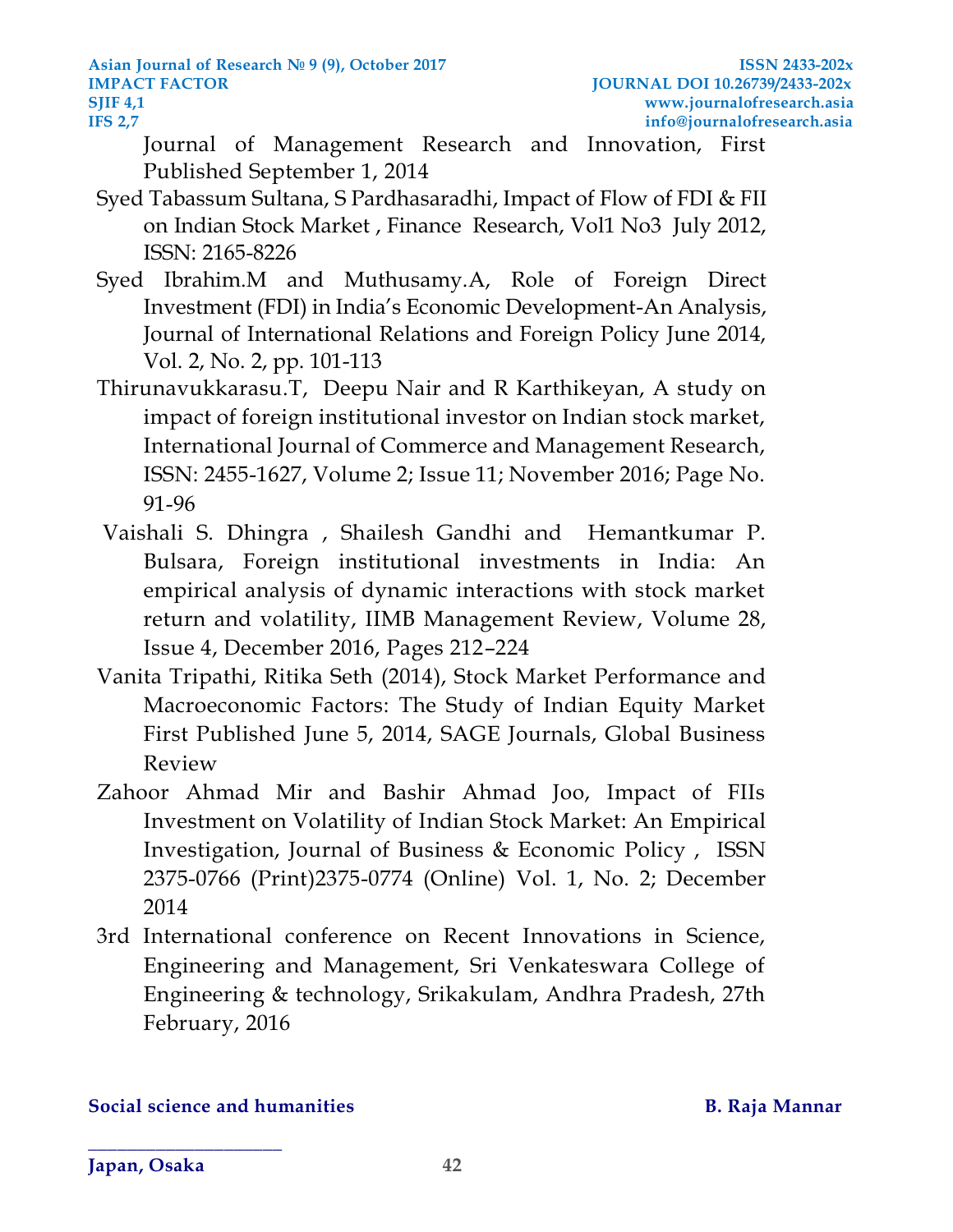Journal of Management Research and Innovation, First Published September 1, 2014

Syed Tabassum Sultana, S Pardhasaradhi, Impact of Flow of FDI & FII on Indian Stock Market , Finance Research, Vol1 No3 July 2012, ISSN: 2165-8226

Syed Ibrahim.M and Muthusamy.A, Role of Foreign Direct Investment (FDI) in India's Economic Development-An Analysis, Journal of International Relations and Foreign Policy June 2014, Vol. 2, No. 2, pp. 101-113

Thirunavukkarasu.T, Deepu Nair and R Karthikeyan, A study on impact of foreign institutional investor on Indian stock market, International Journal of Commerce and Management Research, ISSN: 2455-1627, Volume 2; Issue 11; November 2016; Page No. 91-96

Vaishali S. Dhingra , Shailesh Gandhi and Hemantkumar P. Bulsara, Foreign institutional investments in India: An empirical analysis of dynamic interactions with stock market return and volatility, IIMB Management Review, Volume 28, Issue 4, December 2016, Pages 212–224

Vanita Tripathi, Ritika Seth (2014), Stock Market Performance and Macroeconomic Factors: The Study of Indian Equity Market First Published June 5, 2014, SAGE Journals, Global Business Review

Zahoor Ahmad Mir and Bashir Ahmad Joo, Impact of FIIs Investment on Volatility of Indian Stock Market: An Empirical Investigation, Journal of Business & Economic Policy , ISSN 2375-0766 (Print)2375-0774 (Online) Vol. 1, No. 2; December 2014

3rd International conference on Recent Innovations in Science, Engineering and Management, Sri Venkateswara College of Engineering & technology, Srikakulam, Andhra Pradesh, 27th February, 2016